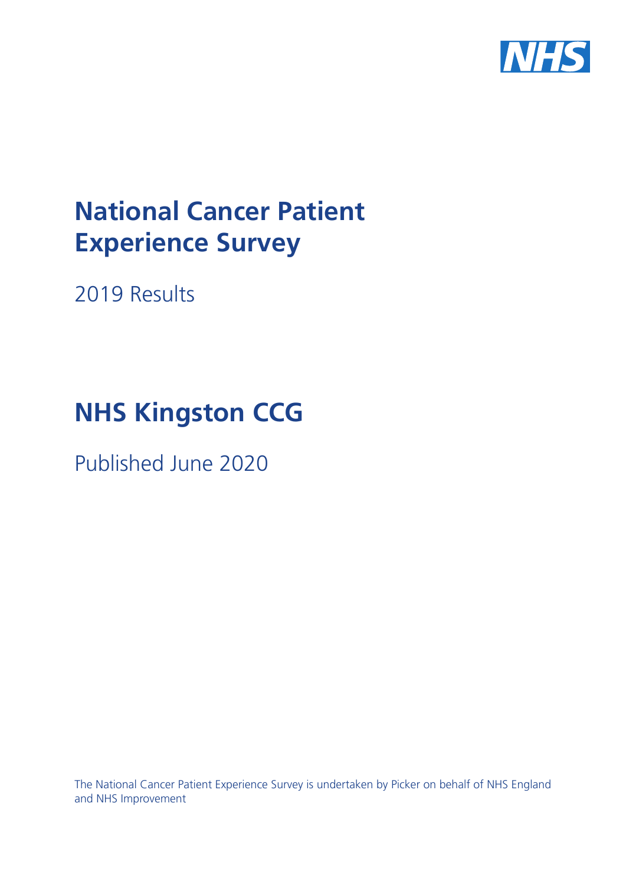# National Cancer Patient Experience Survey

2019 Results

# NHS Kingston CCG

Published June 2020

The National Cancer Patient Experience Survey is undertaken by Picker on behalf of NHS England and NHS Improvement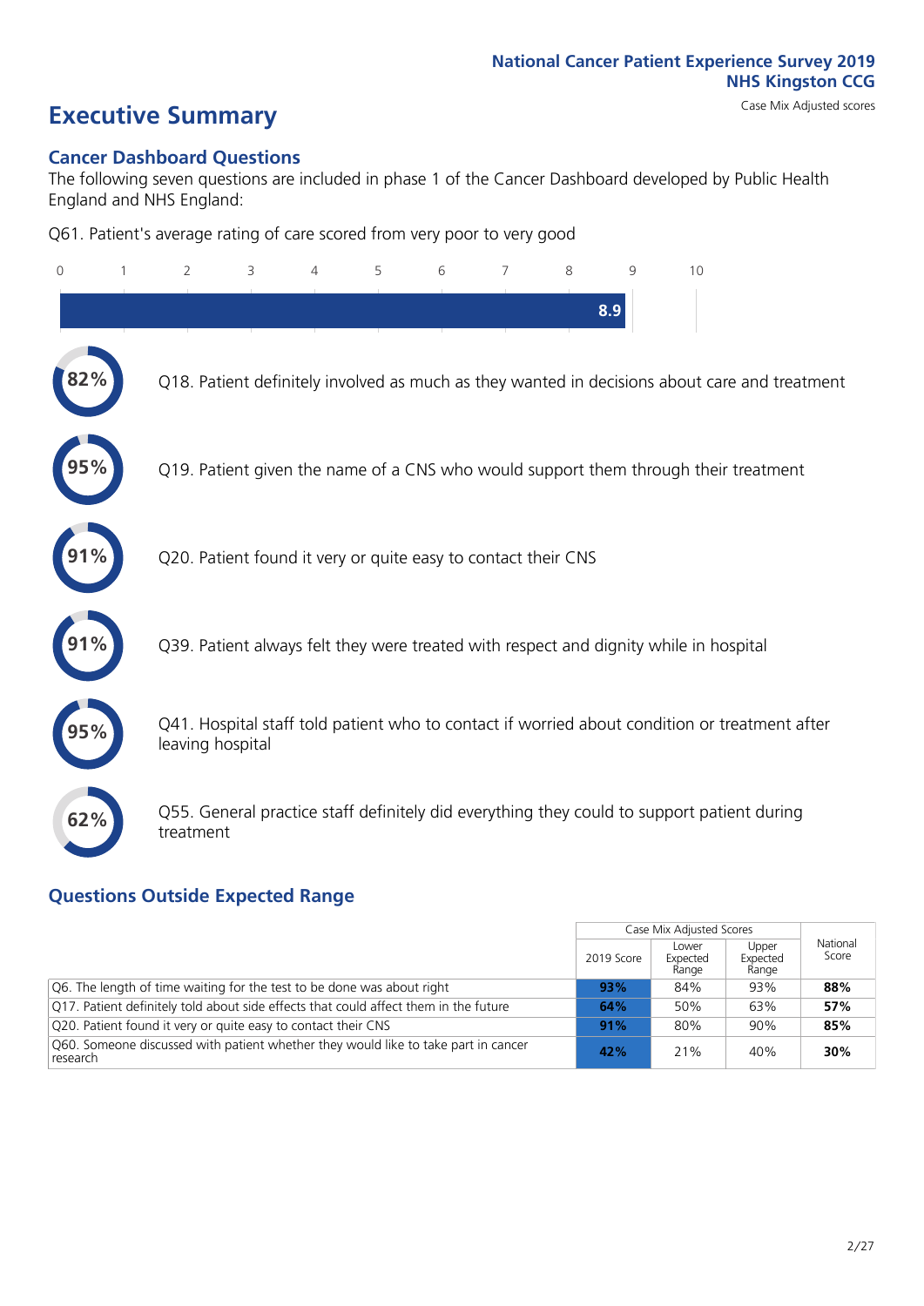National Cancer Patient Experience Survey 2019
NHS Kingston CCG
Case Mix Adjusted scores

# Executive Summary

## Cancer Dashboard Questions

The following seven questions are included in phase 1 of the Cancer Dashboard developed by Public Health England and NHS England:

Q61. Patient's average rating of care scored from very poor to very good

8.9

- 82% Q18. Patient definitely involved as much as they wanted in decisions about care and treatment
- 95% Q19. Patient given the name of a CNS who would support them through their treatment
- 91% Q20. Patient found it very or quite easy to contact their CNS
- 91% Q39. Patient always felt they were treated with respect and dignity while in hospital
- 95% Q41. Hospital staff told patient who to contact if worried about condition or treatment after leaving hospital
- 62% Q55. General practice staff definitely did everything they could to support patient during treatment

## Questions Outside Expected Range

| | Case Mix Adjusted Scores | | | |
|---|---|---|---|---|
| | 2019 Score | Lower Expected Range | Upper Expected Range | National Score |
| Q6. The length of time waiting for the test to be done was about right | **93%** | 84% | 93% | **88%** |
| Q17. Patient definitely told about side effects that could affect them in the future | **64%** | 50% | 63% | **57%** |
| Q20. Patient found it very or quite easy to contact their CNS | **91%** | 80% | 90% | **85%** |
| Q60. Someone discussed with patient whether they would like to take part in cancer research | **42%** | 21% | 40% | **30%** |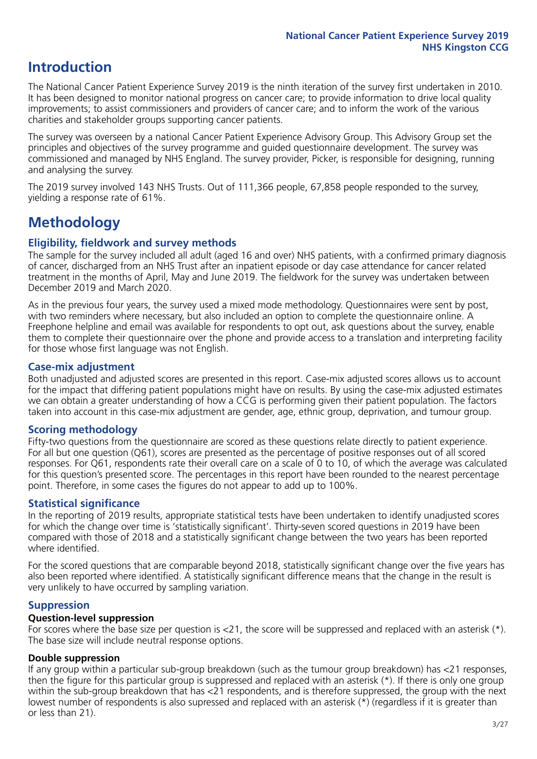# Introduction

The National Cancer Patient Experience Survey 2019 is the ninth iteration of the survey first undertaken in 2010. It has been designed to monitor national progress on cancer care; to provide information to drive local quality improvements; to assist commissioners and providers of cancer care; and to inform the work of the various charities and stakeholder groups supporting cancer patients.

The survey was overseen by a national Cancer Patient Experience Advisory Group. This Advisory Group set the principles and objectives of the survey programme and guided questionnaire development. The survey was commissioned and managed by NHS England. The survey provider, Picker, is responsible for designing, running and analysing the survey.

The 2019 survey involved 143 NHS Trusts. Out of 111,366 people, 67,858 people responded to the survey, yielding a response rate of 61%.

# Methodology

## Eligibility, fieldwork and survey methods

The sample for the survey included all adult (aged 16 and over) NHS patients, with a confirmed primary diagnosis of cancer, discharged from an NHS Trust after an inpatient episode or day case attendance for cancer related treatment in the months of April, May and June 2019. The fieldwork for the survey was undertaken between December 2019 and March 2020.

As in the previous four years, the survey used a mixed mode methodology. Questionnaires were sent by post, with two reminders where necessary, but also included an option to complete the questionnaire online. A Freephone helpline and email was available for respondents to opt out, ask questions about the survey, enable them to complete their questionnaire over the phone and provide access to a translation and interpreting facility for those whose first language was not English.

## Case-mix adjustment

Both unadjusted and adjusted scores are presented in this report. Case-mix adjusted scores allows us to account for the impact that differing patient populations might have on results. By using the case-mix adjusted estimates we can obtain a greater understanding of how a CCG is performing given their patient population. The factors taken into account in this case-mix adjustment are gender, age, ethnic group, deprivation, and tumour group.

## Scoring methodology

Fifty-two questions from the questionnaire are scored as these questions relate directly to patient experience. For all but one question (Q61), scores are presented as the percentage of positive responses out of all scored responses. For Q61, respondents rate their overall care on a scale of 0 to 10, of which the average was calculated for this question's presented score. The percentages in this report have been rounded to the nearest percentage point. Therefore, in some cases the figures do not appear to add up to 100%.

## Statistical significance

In the reporting of 2019 results, appropriate statistical tests have been undertaken to identify unadjusted scores for which the change over time is 'statistically significant'. Thirty-seven scored questions in 2019 have been compared with those of 2018 and a statistically significant change between the two years has been reported where identified.

For the scored questions that are comparable beyond 2018, statistically significant change over the five years has also been reported where identified. A statistically significant difference means that the change in the result is very unlikely to have occurred by sampling variation.

## Suppression

### Question-level suppression

For scores where the base size per question is <21, the score will be suppressed and replaced with an asterisk (*). The base size will include neutral response options.

### Double suppression

If any group within a particular sub-group breakdown (such as the tumour group breakdown) has <21 responses, then the figure for this particular group is suppressed and replaced with an asterisk (*). If there is only one group within the sub-group breakdown that has <21 respondents, and is therefore suppressed, the group with the next lowest number of respondents is also supressed and replaced with an asterisk (*) (regardless if it is greater than or less than 21).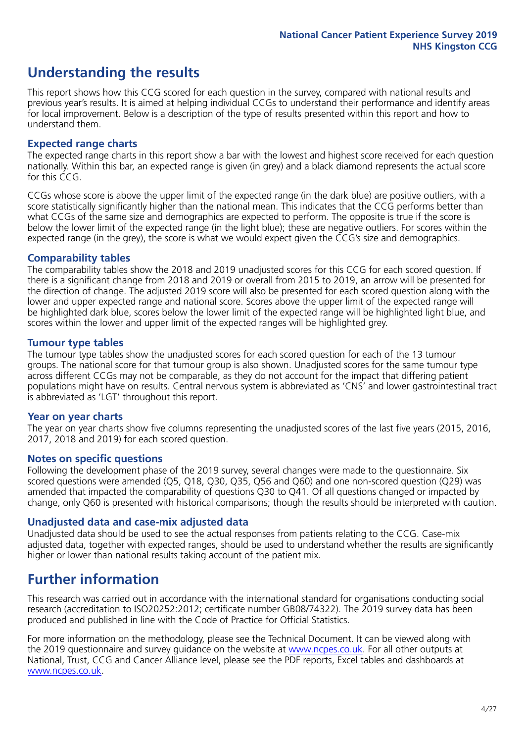## Understanding the results

This report shows how this CCG scored for each question in the survey, compared with national results and previous year's results. It is aimed at helping individual CCGs to understand their performance and identify areas for local improvement. Below is a description of the type of results presented within this report and how to understand them.

### Expected range charts

The expected range charts in this report show a bar with the lowest and highest score received for each question nationally. Within this bar, an expected range is given (in grey) and a black diamond represents the actual score for this CCG.

CCGs whose score is above the upper limit of the expected range (in the dark blue) are positive outliers, with a score statistically significantly higher than the national mean. This indicates that the CCG performs better than what CCGs of the same size and demographics are expected to perform. The opposite is true if the score is below the lower limit of the expected range (in the light blue); these are negative outliers. For scores within the expected range (in the grey), the score is what we would expect given the CCG's size and demographics.

### Comparability tables

The comparability tables show the 2018 and 2019 unadjusted scores for this CCG for each scored question. If there is a significant change from 2018 and 2019 or overall from 2015 to 2019, an arrow will be presented for the direction of change. The adjusted 2019 score will also be presented for each scored question along with the lower and upper expected range and national score. Scores above the upper limit of the expected range will be highlighted dark blue, scores below the lower limit of the expected range will be highlighted light blue, and scores within the lower and upper limit of the expected ranges will be highlighted grey.

### Tumour type tables

The tumour type tables show the unadjusted scores for each scored question for each of the 13 tumour groups. The national score for that tumour group is also shown. Unadjusted scores for the same tumour type across different CCGs may not be comparable, as they do not account for the impact that differing patient populations might have on results. Central nervous system is abbreviated as 'CNS' and lower gastrointestinal tract is abbreviated as 'LGT' throughout this report.

### Year on year charts

The year on year charts show five columns representing the unadjusted scores of the last five years (2015, 2016, 2017, 2018 and 2019) for each scored question.

### Notes on specific questions

Following the development phase of the 2019 survey, several changes were made to the questionnaire. Six scored questions were amended (Q5, Q18, Q30, Q35, Q56 and Q60) and one non-scored question (Q29) was amended that impacted the comparability of questions Q30 to Q41. Of all questions changed or impacted by change, only Q60 is presented with historical comparisons; though the results should be interpreted with caution.

### Unadjusted data and case-mix adjusted data

Unadjusted data should be used to see the actual responses from patients relating to the CCG. Case-mix adjusted data, together with expected ranges, should be used to understand whether the results are significantly higher or lower than national results taking account of the patient mix.

## Further information

This research was carried out in accordance with the international standard for organisations conducting social research (accreditation to ISO20252:2012; certificate number GB08/74322). The 2019 survey data has been produced and published in line with the Code of Practice for Official Statistics.

For more information on the methodology, please see the Technical Document. It can be viewed along with the 2019 questionnaire and survey guidance on the website at www.ncpes.co.uk. For all other outputs at National, Trust, CCG and Cancer Alliance level, please see the PDF reports, Excel tables and dashboards at www.ncpes.co.uk.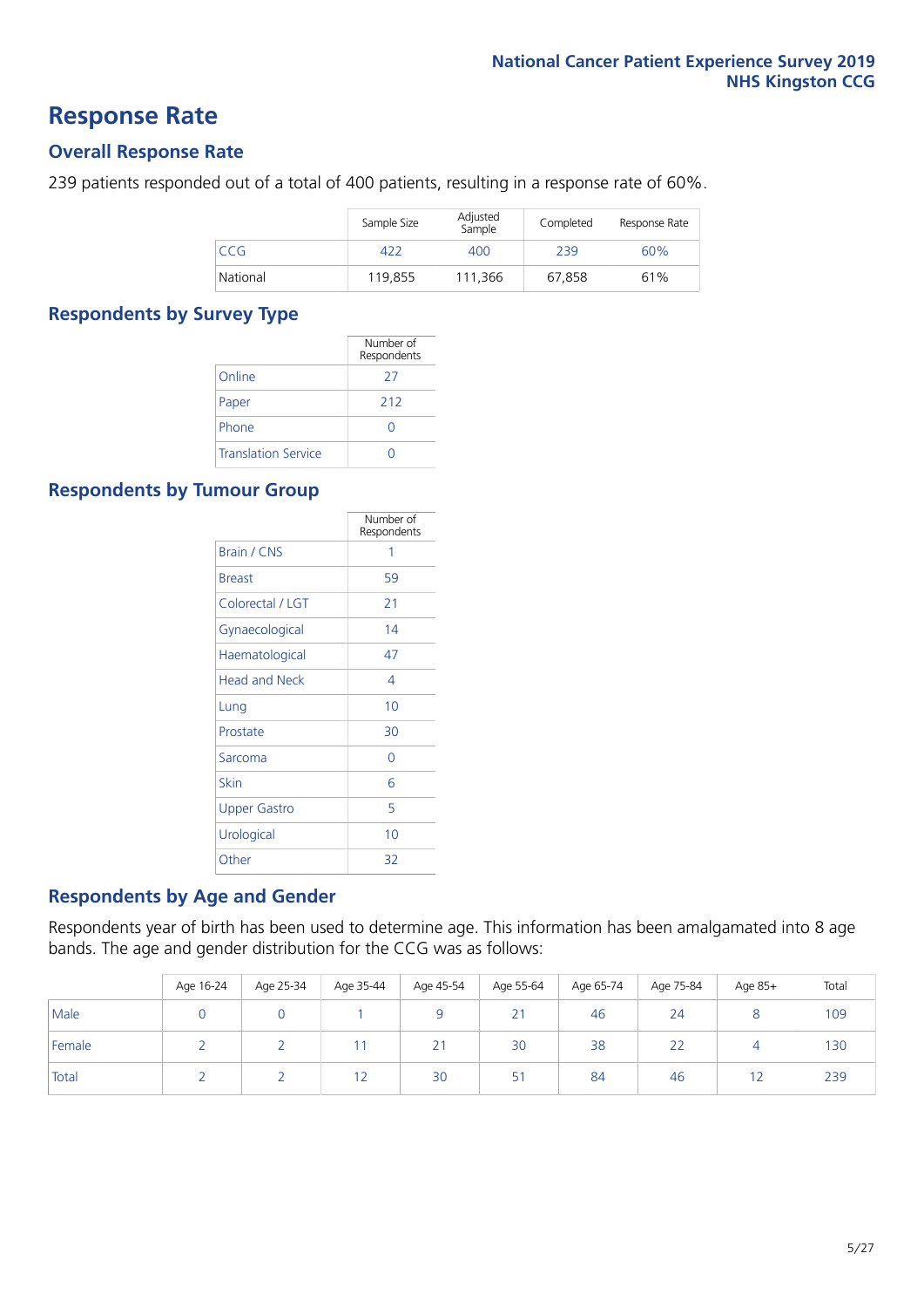# Response Rate

## Overall Response Rate

239 patients responded out of a total of 400 patients, resulting in a response rate of 60%.

| | Sample Size | Adjusted Sample | Completed | Response Rate |
|---|---|---|---|---|
| CCG | 422 | 400 | 239 | 60% |
| National | 119,855 | 111,366 | 67,858 | 61% |

## Respondents by Survey Type

| | Number of Respondents |
|---|---|
| Online | 27 |
| Paper | 212 |
| Phone | 0 |
| Translation Service | 0 |

## Respondents by Tumour Group

| | Number of Respondents |
|---|---|
| Brain / CNS | 1 |
| Breast | 59 |
| Colorectal / LGT | 21 |
| Gynaecological | 14 |
| Haematological | 47 |
| Head and Neck | 4 |
| Lung | 10 |
| Prostate | 30 |
| Sarcoma | 0 |
| Skin | 6 |
| Upper Gastro | 5 |
| Urological | 10 |
| Other | 32 |

## Respondents by Age and Gender

Respondents year of birth has been used to determine age. This information has been amalgamated into 8 age bands. The age and gender distribution for the CCG was as follows:

| | Age 16-24 | Age 25-34 | Age 35-44 | Age 45-54 | Age 55-64 | Age 65-74 | Age 75-84 | Age 85+ | Total |
|---|---|---|---|---|---|---|---|---|---|
| Male | 0 | 0 | 1 | 9 | 21 | 46 | 24 | 8 | 109 |
| Female | 2 | 2 | 11 | 21 | 30 | 38 | 22 | 4 | 130 |
| Total | 2 | 2 | 12 | 30 | 51 | 84 | 46 | 12 | 239 |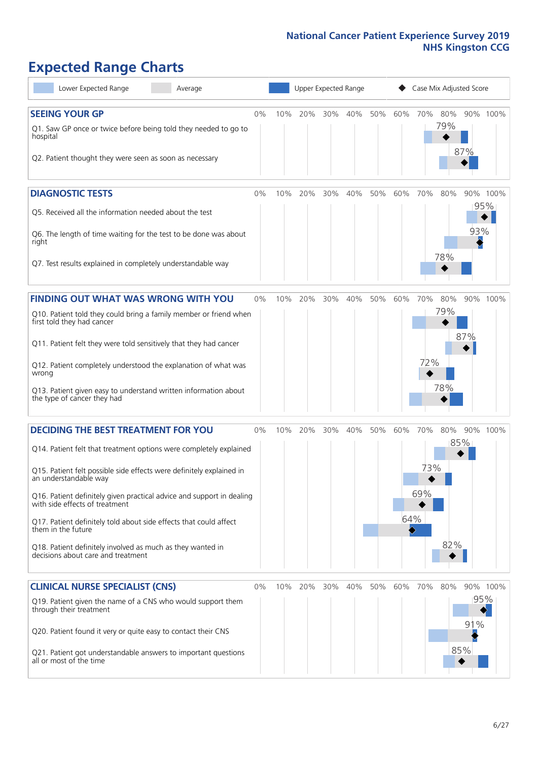National Cancer Patient Experience Survey 2019
NHS Kingston CCG

# Expected Range Charts

Lower Expected Range | Average | Upper Expected Range | ◆ Case Mix Adjusted Score

## SEEING YOUR GP

| Question | Case Mix Adjusted Score |
|---|---|
| Q1. Saw GP once or twice before being told they needed to go to hospital | 79% |
| Q2. Patient thought they were seen as soon as necessary | 87% |

## DIAGNOSTIC TESTS

| Question | Case Mix Adjusted Score |
|---|---|
| Q5. Received all the information needed about the test | 95% |
| Q6. The length of time waiting for the test to be done was about right | 93% |
| Q7. Test results explained in completely understandable way | 78% |

## FINDING OUT WHAT WAS WRONG WITH YOU

| Question | Case Mix Adjusted Score |
|---|---|
| Q10. Patient told they could bring a family member or friend when first told they had cancer | 79% |
| Q11. Patient felt they were told sensitively that they had cancer | 87% |
| Q12. Patient completely understood the explanation of what was wrong | 72% |
| Q13. Patient given easy to understand written information about the type of cancer they had | 78% |

## DECIDING THE BEST TREATMENT FOR YOU

| Question | Case Mix Adjusted Score |
|---|---|
| Q14. Patient felt that treatment options were completely explained | 85% |
| Q15. Patient felt possible side effects were definitely explained in an understandable way | 73% |
| Q16. Patient definitely given practical advice and support in dealing with side effects of treatment | 69% |
| Q17. Patient definitely told about side effects that could affect them in the future | 64% |
| Q18. Patient definitely involved as much as they wanted in decisions about care and treatment | 82% |

## CLINICAL NURSE SPECIALIST (CNS)

| Question | Case Mix Adjusted Score |
|---|---|
| Q19. Patient given the name of a CNS who would support them through their treatment | 95% |
| Q20. Patient found it very or quite easy to contact their CNS | 91% |
| Q21. Patient got understandable answers to important questions all or most of the time | 85% |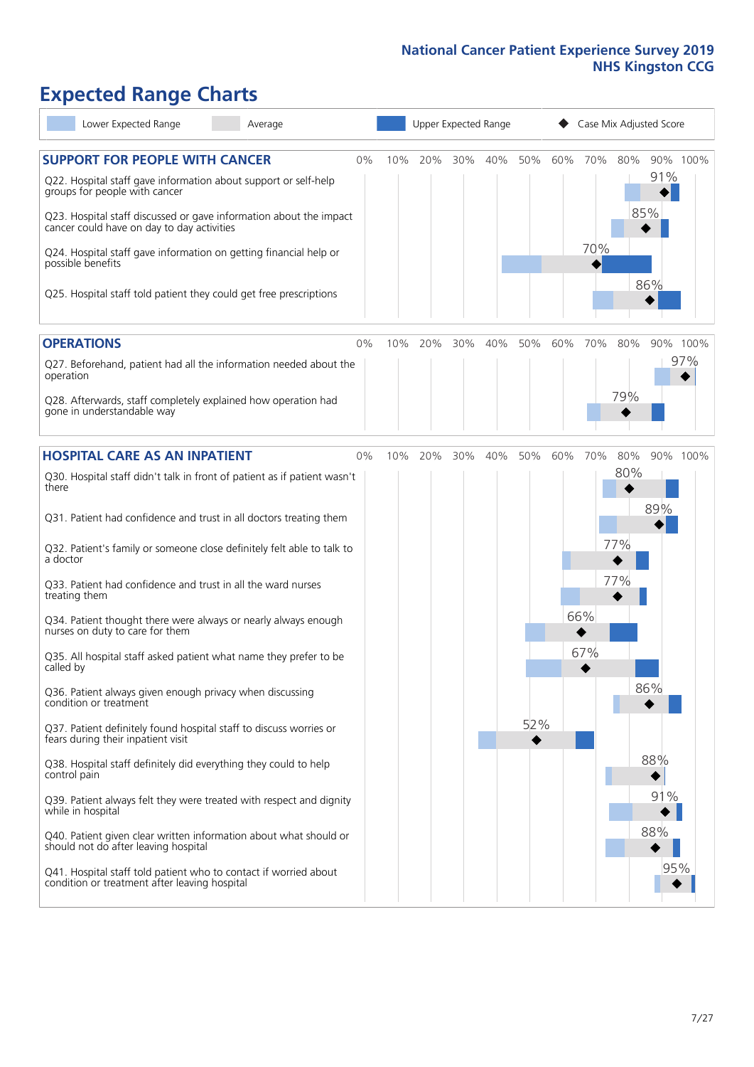# Expected Range Charts

Lower Expected Range | Average | Upper Expected Range | Case Mix Adjusted Score

## SUPPORT FOR PEOPLE WITH CANCER

| Question | Case Mix Adjusted Score |
|---|---|
| Q22. Hospital staff gave information about support or self-help groups for people with cancer | 91% |
| Q23. Hospital staff discussed or gave information about the impact cancer could have on day to day activities | 85% |
| Q24. Hospital staff gave information on getting financial help or possible benefits | 70% |
| Q25. Hospital staff told patient they could get free prescriptions | 86% |

## OPERATIONS

| Question | Case Mix Adjusted Score |
|---|---|
| Q27. Beforehand, patient had all the information needed about the operation | 97% |
| Q28. Afterwards, staff completely explained how operation had gone in understandable way | 79% |

## HOSPITAL CARE AS AN INPATIENT

| Question | Case Mix Adjusted Score |
|---|---|
| Q30. Hospital staff didn't talk in front of patient as if patient wasn't there | 80% |
| Q31. Patient had confidence and trust in all doctors treating them | 89% |
| Q32. Patient's family or someone close definitely felt able to talk to a doctor | 77% |
| Q33. Patient had confidence and trust in all the ward nurses treating them | 77% |
| Q34. Patient thought there were always or nearly always enough nurses on duty to care for them | 66% |
| Q35. All hospital staff asked patient what name they prefer to be called by | 67% |
| Q36. Patient always given enough privacy when discussing condition or treatment | 86% |
| Q37. Patient definitely found hospital staff to discuss worries or fears during their inpatient visit | 52% |
| Q38. Hospital staff definitely did everything they could to help control pain | 88% |
| Q39. Patient always felt they were treated with respect and dignity while in hospital | 91% |
| Q40. Patient given clear written information about what should or should not do after leaving hospital | 88% |
| Q41. Hospital staff told patient who to contact if worried about condition or treatment after leaving hospital | 95% |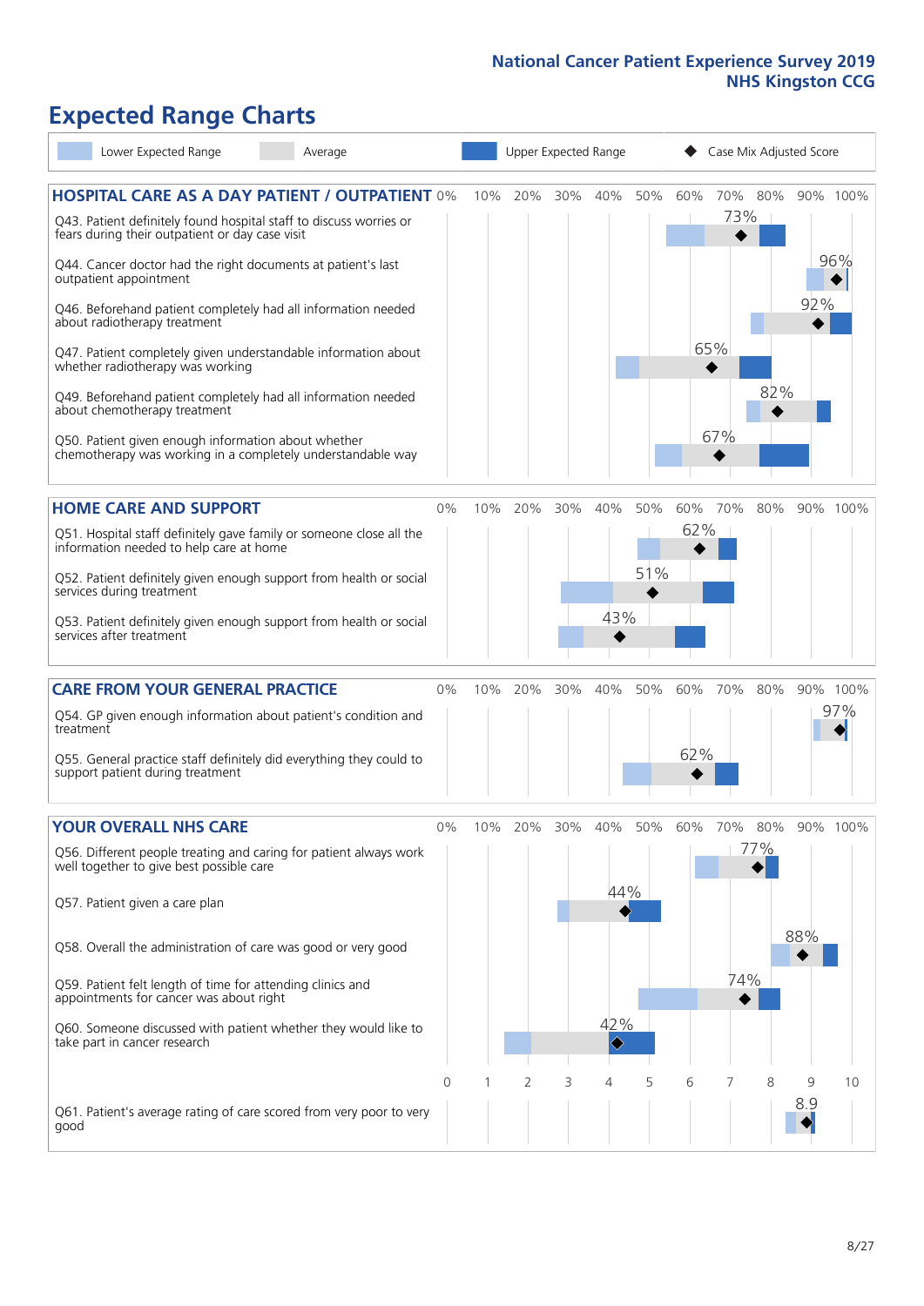# Expected Range Charts

Legend: Lower Expected Range | Average | Upper Expected Range | ◆ Case Mix Adjusted Score

## HOSPITAL CARE AS A DAY PATIENT / OUTPATIENT

| Question | Case Mix Adjusted Score |
| --- | --- |
| Q43. Patient definitely found hospital staff to discuss worries or fears during their outpatient or day case visit | 73% |
| Q44. Cancer doctor had the right documents at patient's last outpatient appointment | 96% |
| Q46. Beforehand patient completely had all information needed about radiotherapy treatment | 92% |
| Q47. Patient completely given understandable information about whether radiotherapy treatment was working | 65% |
| Q49. Beforehand patient completely had all information needed about chemotherapy treatment | 82% |
| Q50. Patient given enough information about whether chemotherapy was working in a completely understandable way | 67% |

## HOME CARE AND SUPPORT

| Question | Case Mix Adjusted Score |
| --- | --- |
| Q51. Hospital staff definitely gave family or someone close all the information needed to help care at home | 62% |
| Q52. Patient definitely given enough support from health or social services during treatment | 51% |
| Q53. Patient definitely given enough support from health or social services after treatment | 43% |

## CARE FROM YOUR GENERAL PRACTICE

| Question | Case Mix Adjusted Score |
| --- | --- |
| Q54. GP given enough information about patient's condition and treatment | 97% |
| Q55. General practice staff definitely did everything they could to support patient during treatment | 62% |

## YOUR OVERALL NHS CARE

| Question | Case Mix Adjusted Score |
| --- | --- |
| Q56. Different people treating and caring for patient always work well together to give best possible care | 77% |
| Q57. Patient given a care plan | 44% |
| Q58. Overall the administration of care was good or very good | 88% |
| Q59. Patient felt length of time for attending clinics and appointments for cancer was about right | 74% |
| Q60. Someone discussed with patient whether they would like to take part in cancer research | 42% |
| Q61. Patient's average rating of care scored from very poor to very good | 8.9 |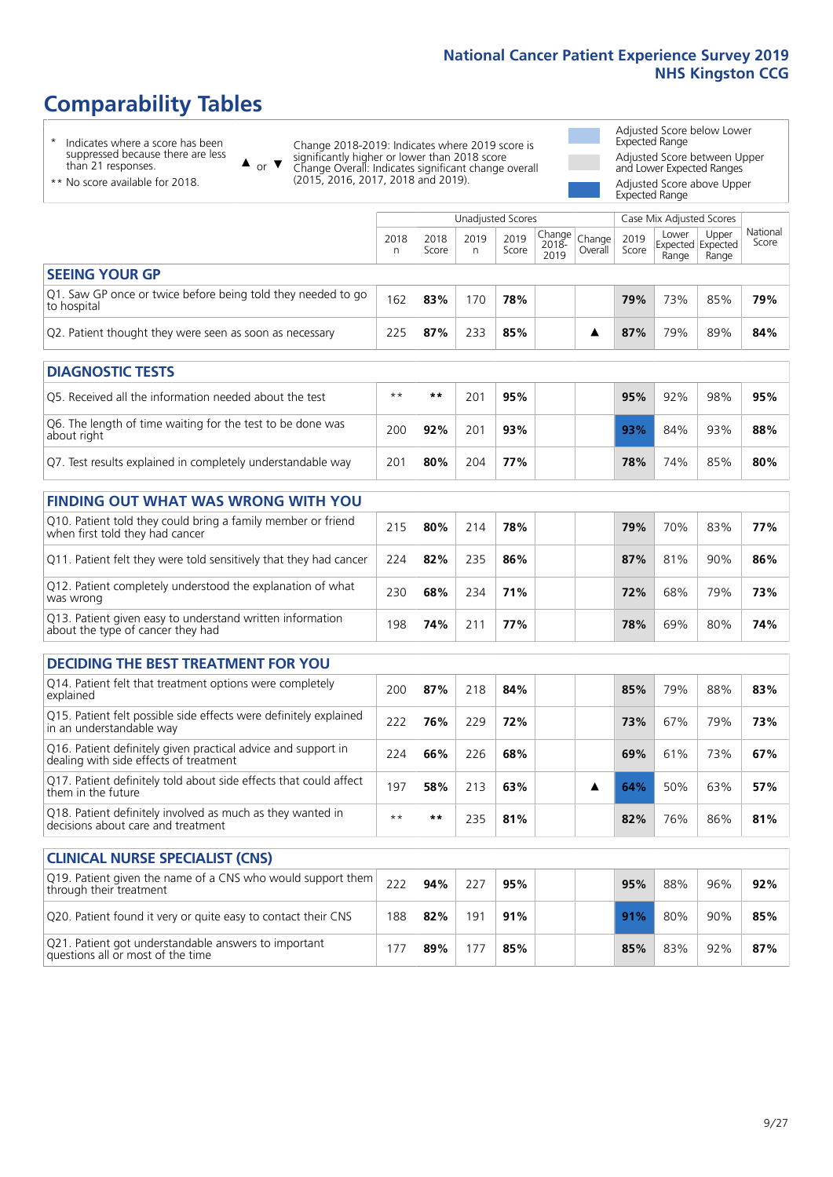# Comparability Tables

\* Indicates where a score has been suppressed because there are less than 21 responses.

\*\* No score available for 2018.

▲ or ▼ Change 2018-2019: Indicates where 2019 score is significantly higher or lower than 2018 score. Change Overall: Indicates significant change overall (2015, 2016, 2017, 2018 and 2019).

Adjusted Score below Lower Expected Range

Adjusted Score between Upper and Lower Expected Ranges

Adjusted Score above Upper Expected Range

| | Unadjusted Scores | | | | | | Case Mix Adjusted Scores | | | |
|---|---|---|---|---|---|---|---|---|---|---|
| | 2018 n | 2018 Score | 2019 n | 2019 Score | Change 2018-2019 | Change Overall | 2019 Score | Lower Expected Range | Upper Expected Range | National Score |
| **SEEING YOUR GP** | | | | | | | | | | |
| Q1. Saw GP once or twice before being told they needed to go to hospital | 162 | 83% | 170 | 78% | | | 79% | 73% | 85% | 79% |
| Q2. Patient thought they were seen as soon as necessary | 225 | 87% | 233 | 85% | | ▲ | 87% | 79% | 89% | 84% |
| **DIAGNOSTIC TESTS** | | | | | | | | | | |
| Q5. Received all the information needed about the test | ** | ** | 201 | 95% | | | 95% | 92% | 98% | 95% |
| Q6. The length of time waiting for the test to be done was about right | 200 | 92% | 201 | 93% | | | 93% | 84% | 93% | 88% |
| Q7. Test results explained in completely understandable way | 201 | 80% | 204 | 77% | | | 78% | 74% | 85% | 80% |
| **FINDING OUT WHAT WAS WRONG WITH YOU** | | | | | | | | | | |
| Q10. Patient told they could bring a family member or friend when first told they had cancer | 215 | 80% | 214 | 78% | | | 79% | 70% | 83% | 77% |
| Q11. Patient felt they were told sensitively that they had cancer | 224 | 82% | 235 | 86% | | | 87% | 81% | 90% | 86% |
| Q12. Patient completely understood the explanation of what was wrong | 230 | 68% | 234 | 71% | | | 72% | 68% | 79% | 73% |
| Q13. Patient given easy to understand written information about the type of cancer they had | 198 | 74% | 211 | 77% | | | 78% | 69% | 80% | 74% |
| **DECIDING THE BEST TREATMENT FOR YOU** | | | | | | | | | | |
| Q14. Patient felt that treatment options were completely explained | 200 | 87% | 218 | 84% | | | 85% | 79% | 88% | 83% |
| Q15. Patient felt possible side effects were definitely explained in an understandable way | 222 | 76% | 229 | 72% | | | 73% | 67% | 79% | 73% |
| Q16. Patient definitely given practical advice and support in dealing with side effects of treatment | 224 | 66% | 226 | 68% | | | 69% | 61% | 73% | 67% |
| Q17. Patient definitely told about side effects that could affect them in the future | 197 | 58% | 213 | 63% | | ▲ | 64% | 50% | 63% | 57% |
| Q18. Patient definitely involved as much as they wanted in decisions about care and treatment | ** | ** | 235 | 81% | | | 82% | 76% | 86% | 81% |
| **CLINICAL NURSE SPECIALIST (CNS)** | | | | | | | | | | |
| Q19. Patient given the name of a CNS who would support them through their treatment | 222 | 94% | 227 | 95% | | | 95% | 88% | 96% | 92% |
| Q20. Patient found it very or quite easy to contact their CNS | 188 | 82% | 191 | 91% | | | 91% | 80% | 90% | 85% |
| Q21. Patient got understandable answers to important questions all or most of the time | 177 | 89% | 177 | 85% | | | 85% | 83% | 92% | 87% |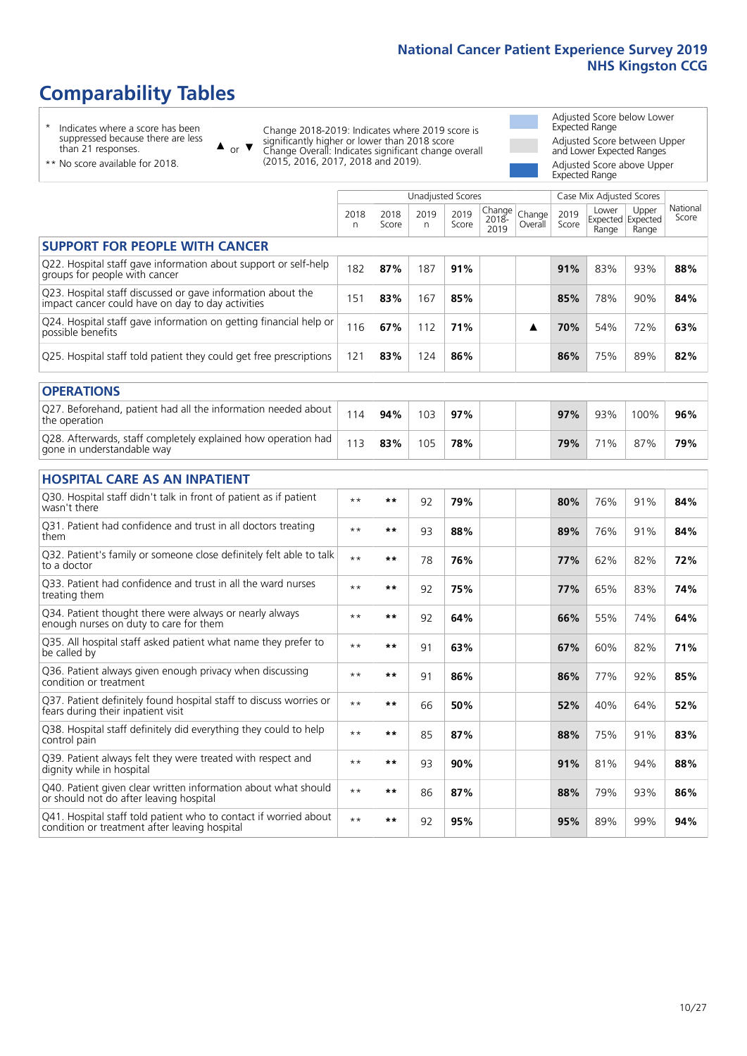# Comparability Tables

- \* Indicates where a score has been suppressed because there are less than 21 responses.
- \*\* No score available for 2018.

▲ or ▼ Change 2018-2019: Indicates where 2019 score is significantly higher or lower than 2018 score. Change Overall: Indicates significant change overall (2015, 2016, 2017, 2018 and 2019).

- Adjusted Score below Lower Expected Range
- Adjusted Score between Upper and Lower Expected Ranges
- Adjusted Score above Upper Expected Range

| | Unadjusted Scores | | | | | | Case Mix Adjusted Scores | | | |
|---|---|---|---|---|---|---|---|---|---|---|
| | 2018 n | 2018 Score | 2019 n | 2019 Score | Change 2018-2019 | Change Overall | 2019 Score | Lower Expected Range | Upper Expected Range | National Score |
| **SUPPORT FOR PEOPLE WITH CANCER** | | | | | | | | | | |
| Q22. Hospital staff gave information about support or self-help groups for people with cancer | 182 | **87%** | 187 | **91%** | | | **91%** | 83% | 93% | **88%** |
| Q23. Hospital staff discussed or gave information about the impact cancer could have on day to day activities | 151 | **83%** | 167 | **85%** | | | **85%** | 78% | 90% | **84%** |
| Q24. Hospital staff gave information on getting financial help or possible benefits | 116 | **67%** | 112 | **71%** | | ▲ | **70%** | 54% | 72% | **63%** |
| Q25. Hospital staff told patient they could get free prescriptions | 121 | **83%** | 124 | **86%** | | | **86%** | 75% | 89% | **82%** |
| **OPERATIONS** | | | | | | | | | | |
| Q27. Beforehand, patient had all the information needed about the operation | 114 | **94%** | 103 | **97%** | | | **97%** | 93% | 100% | **96%** |
| Q28. Afterwards, staff completely explained how operation had gone in understandable way | 113 | **83%** | 105 | **78%** | | | **79%** | 71% | 87% | **79%** |
| **HOSPITAL CARE AS AN INPATIENT** | | | | | | | | | | |
| Q30. Hospital staff didn't talk in front of patient as if patient wasn't there | ** | ** | 92 | **79%** | | | **80%** | 76% | 91% | **84%** |
| Q31. Patient had confidence and trust in all doctors treating them | ** | ** | 93 | **88%** | | | **89%** | 76% | 91% | **84%** |
| Q32. Patient's family or someone close definitely felt able to talk to a doctor | ** | ** | 78 | **76%** | | | **77%** | 62% | 82% | **72%** |
| Q33. Patient had confidence and trust in all the ward nurses treating them | ** | ** | 92 | **75%** | | | **77%** | 65% | 83% | **74%** |
| Q34. Patient thought there were always or nearly always enough nurses on duty to care for them | ** | ** | 92 | **64%** | | | **66%** | 55% | 74% | **64%** |
| Q35. All hospital staff asked patient what name they prefer to be called by | ** | ** | 91 | **63%** | | | **67%** | 60% | 82% | **71%** |
| Q36. Patient always given enough privacy when discussing condition or treatment | ** | ** | 91 | **86%** | | | **86%** | 77% | 92% | **85%** |
| Q37. Patient definitely found hospital staff to discuss worries or fears during their inpatient visit | ** | ** | 66 | **50%** | | | **52%** | 40% | 64% | **52%** |
| Q38. Hospital staff definitely did everything they could to help control pain | ** | ** | 85 | **87%** | | | **88%** | 75% | 91% | **83%** |
| Q39. Patient always felt they were treated with respect and dignity while in hospital | ** | ** | 93 | **90%** | | | **91%** | 81% | 94% | **88%** |
| Q40. Patient given clear written information about what should or should not do after leaving hospital | ** | ** | 86 | **87%** | | | **88%** | 79% | 93% | **86%** |
| Q41. Hospital staff told patient who to contact if worried about condition or treatment after leaving hospital | ** | ** | 92 | **95%** | | | **95%** | 89% | 99% | **94%** |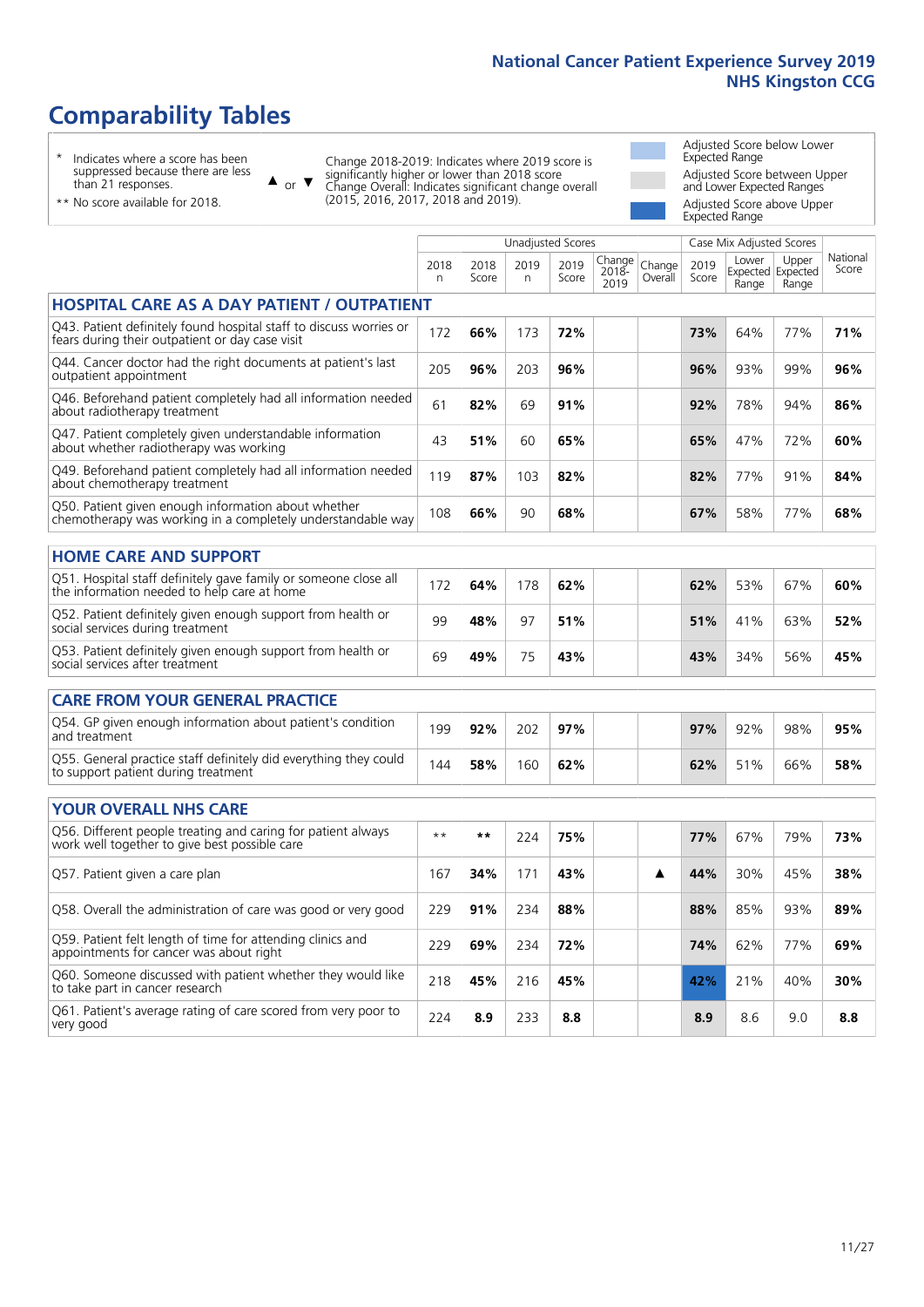## National Cancer Patient Experience Survey 2019
## NHS Kingston CCG

# Comparability Tables

\* Indicates where a score has been suppressed because there are less than 21 responses.

\*\* No score available for 2018.

▲ or ▼ Change 2018-2019: Indicates where 2019 score is significantly higher or lower than 2018 score. Change Overall: Indicates significant change overall (2015, 2016, 2017, 2018 and 2019).

Adjusted Score below Lower Expected Range

Adjusted Score between Upper and Lower Expected Ranges

Adjusted Score above Upper Expected Range

| | Unadjusted Scores | | | | | | Case Mix Adjusted Scores | | | |
|---|---|---|---|---|---|---|---|---|---|---|
| | 2018 n | 2018 Score | 2019 n | 2019 Score | Change 2018-2019 | Change Overall | 2019 Score | Lower Expected Range | Upper Expected Range | National Score |
| **HOSPITAL CARE AS A DAY PATIENT / OUTPATIENT** | | | | | | | | | | |
| Q43. Patient definitely found hospital staff to discuss worries or fears during their outpatient or day case visit | 172 | **66%** | 173 | **72%** | | | **73%** | 64% | 77% | **71%** |
| Q44. Cancer doctor had the right documents at patient's last outpatient appointment | 205 | **96%** | 203 | **96%** | | | **96%** | 93% | 99% | **96%** |
| Q46. Beforehand patient completely had all information needed about radiotherapy treatment | 61 | **82%** | 69 | **91%** | | | **92%** | 78% | 94% | **86%** |
| Q47. Patient completely given understandable information about whether radiotherapy was working | 43 | **51%** | 60 | **65%** | | | **65%** | 47% | 72% | **60%** |
| Q49. Beforehand patient completely had all information needed about chemotherapy treatment | 119 | **87%** | 103 | **82%** | | | **82%** | 77% | 91% | **84%** |
| Q50. Patient given enough information about whether chemotherapy was working in a completely understandable way | 108 | **66%** | 90 | **68%** | | | **67%** | 58% | 77% | **68%** |
| **HOME CARE AND SUPPORT** | | | | | | | | | | |
| Q51. Hospital staff definitely gave family or someone close all the information needed to help care at home | 172 | **64%** | 178 | **62%** | | | **62%** | 53% | 67% | **60%** |
| Q52. Patient definitely given enough support from health or social services during treatment | 99 | **48%** | 97 | **51%** | | | **51%** | 41% | 63% | **52%** |
| Q53. Patient definitely given enough support from health or social services after treatment | 69 | **49%** | 75 | **43%** | | | **43%** | 34% | 56% | **45%** |
| **CARE FROM YOUR GENERAL PRACTICE** | | | | | | | | | | |
| Q54. GP given enough information about patient's condition and treatment | 199 | **92%** | 202 | **97%** | | | **97%** | 92% | 98% | **95%** |
| Q55. General practice staff definitely did everything they could to support patient during treatment | 144 | **58%** | 160 | **62%** | | | **62%** | 51% | 66% | **58%** |
| **YOUR OVERALL NHS CARE** | | | | | | | | | | |
| Q56. Different people treating and caring for patient always work well together to give best possible care | ** | ** | 224 | **75%** | | | **77%** | 67% | 79% | **73%** |
| Q57. Patient given a care plan | 167 | **34%** | 171 | **43%** | | ▲ | **44%** | 30% | 45% | **38%** |
| Q58. Overall the administration of care was good or very good | 229 | **91%** | 234 | **88%** | | | **88%** | 85% | 93% | **89%** |
| Q59. Patient felt length of time for attending clinics and appointments for cancer was about right | 229 | **69%** | 234 | **72%** | | | **74%** | 62% | 77% | **69%** |
| Q60. Someone discussed with patient whether they would like to take part in cancer research | 218 | **45%** | 216 | **45%** | | | **42%** | 21% | 40% | **30%** |
| Q61. Patient's average rating of care scored from very poor to very good | 224 | **8.9** | 233 | **8.8** | | | **8.9** | 8.6 | 9.0 | **8.8** |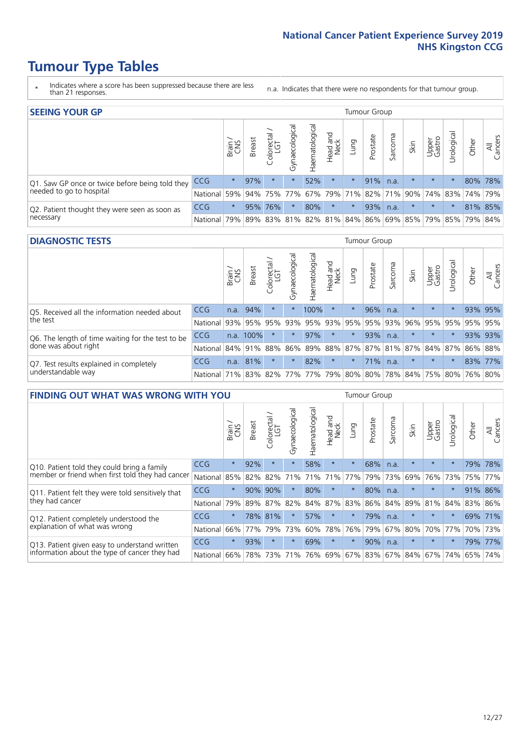# Tumour Type Tables

\* Indicates where a score has been suppressed because there are less than 21 responses.

n.a. Indicates that there were no respondents for that tumour group.

## SEEING YOUR GP

| | | Brain / CNS | Breast | Colorectal / LGT | Gynaecological | Haematological | Head and Neck | Lung | Prostate | Sarcoma | Skin | Upper Gastro | Urological | Other | All Cancers |
|---|---|---|---|---|---|---|---|---|---|---|---|---|---|---|---|
| Q1. Saw GP once or twice before being told they needed to go to hospital | CCG | * | 97% | * | * | 52% | * | * | 91% | n.a. | * | * | * | 80% | 78% |
| | National | 59% | 94% | 75% | 77% | 67% | 79% | 71% | 82% | 71% | 90% | 74% | 83% | 74% | 79% |
| Q2. Patient thought they were seen as soon as necessary | CCG | * | 95% | 76% | * | 80% | * | * | 93% | n.a. | * | * | * | 81% | 85% |
| | National | 79% | 89% | 83% | 81% | 82% | 81% | 84% | 86% | 69% | 85% | 79% | 85% | 79% | 84% |

## DIAGNOSTIC TESTS

| | | Brain / CNS | Breast | Colorectal / LGT | Gynaecological | Haematological | Head and Neck | Lung | Prostate | Sarcoma | Skin | Upper Gastro | Urological | Other | All Cancers |
|---|---|---|---|---|---|---|---|---|---|---|---|---|---|---|---|
| Q5. Received all the information needed about the test | CCG | n.a. | 94% | * | * | 100% | * | * | 96% | n.a. | * | * | * | 93% | 95% |
| | National | 93% | 95% | 95% | 93% | 95% | 93% | 95% | 95% | 93% | 96% | 95% | 95% | 95% | 95% |
| Q6. The length of time waiting for the test to be done was about right | CCG | n.a. | 100% | * | * | 97% | * | * | 93% | n.a. | * | * | * | 93% | 93% |
| | National | 84% | 91% | 88% | 86% | 89% | 88% | 87% | 87% | 81% | 87% | 84% | 87% | 86% | 88% |
| Q7. Test results explained in completely understandable way | CCG | n.a. | 81% | * | * | 82% | * | * | 71% | n.a. | * | * | * | 83% | 77% |
| | National | 71% | 83% | 82% | 77% | 77% | 79% | 80% | 80% | 78% | 84% | 75% | 80% | 76% | 80% |

## FINDING OUT WHAT WAS WRONG WITH YOU

| | | Brain / CNS | Breast | Colorectal / LGT | Gynaecological | Haematological | Head and Neck | Lung | Prostate | Sarcoma | Skin | Upper Gastro | Urological | Other | All Cancers |
|---|---|---|---|---|---|---|---|---|---|---|---|---|---|---|---|
| Q10. Patient told they could bring a family member or friend when first told they had cancer | CCG | * | 92% | * | * | 58% | * | * | 68% | n.a. | * | * | * | 79% | 78% |
| | National | 85% | 82% | 82% | 71% | 71% | 71% | 77% | 79% | 73% | 69% | 76% | 73% | 75% | 77% |
| Q11. Patient felt they were told sensitively that they had cancer | CCG | * | 90% | 90% | * | 80% | * | * | 80% | n.a. | * | * | * | 91% | 86% |
| | National | 79% | 89% | 87% | 82% | 84% | 87% | 83% | 86% | 84% | 89% | 81% | 84% | 83% | 86% |
| Q12. Patient completely understood the explanation of what was wrong | CCG | * | 78% | 81% | * | 57% | * | * | 79% | n.a. | * | * | * | 69% | 71% |
| | National | 66% | 77% | 79% | 73% | 60% | 78% | 76% | 79% | 67% | 80% | 70% | 77% | 70% | 73% |
| Q13. Patient given easy to understand written information about the type of cancer they had | CCG | * | 93% | * | * | 69% | * | * | 90% | n.a. | * | * | * | 79% | 77% |
| | National | 66% | 78% | 73% | 71% | 76% | 69% | 67% | 83% | 67% | 84% | 67% | 74% | 65% | 74% |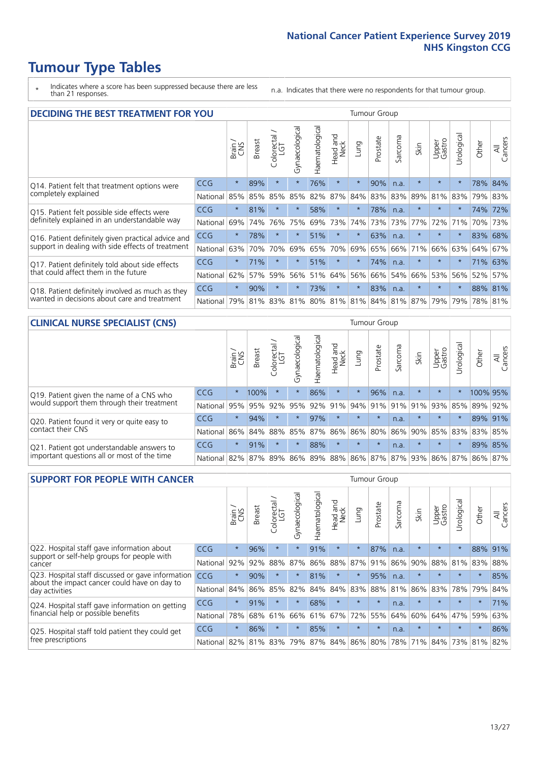# Tumour Type Tables

\* Indicates where a score has been suppressed because there are less than 21 responses.

n.a. Indicates that there were no respondents for that tumour group.

## DECIDING THE BEST TREATMENT FOR YOU

| | | Brain / CNS | Breast | Colorectal / LGT | Gynaecological | Haematological | Head and Neck | Lung | Prostate | Sarcoma | Skin | Upper Gastro | Urological | Other | All Cancers |
|---|---|---|---|---|---|---|---|---|---|---|---|---|---|---|---|
| Q14. Patient felt that treatment options were completely explained | CCG | * | 89% | * | * | 76% | * | * | 90% | n.a. | * | * | * | 78% | 84% |
| | National | 85% | 85% | 85% | 85% | 82% | 87% | 84% | 83% | 83% | 89% | 81% | 83% | 79% | 83% |
| Q15. Patient felt possible side effects were definitely explained in an understandable way | CCG | * | 81% | * | * | 58% | * | * | 78% | n.a. | * | * | * | 74% | 72% |
| | National | 69% | 74% | 76% | 75% | 69% | 73% | 74% | 73% | 73% | 77% | 72% | 71% | 70% | 73% |
| Q16. Patient definitely given practical advice and support in dealing with side effects of treatment | CCG | * | 78% | * | * | 51% | * | * | 63% | n.a. | * | * | * | 83% | 68% |
| | National | 63% | 70% | 70% | 69% | 65% | 70% | 69% | 65% | 66% | 71% | 66% | 63% | 64% | 67% |
| Q17. Patient definitely told about side effects that could affect them in the future | CCG | * | 71% | * | * | 51% | * | * | 74% | n.a. | * | * | * | 71% | 63% |
| | National | 62% | 57% | 59% | 56% | 51% | 64% | 56% | 66% | 54% | 66% | 53% | 56% | 52% | 57% |
| Q18. Patient definitely involved as much as they wanted in decisions about care and treatment | CCG | * | 90% | * | * | 73% | * | * | 83% | n.a. | * | * | * | 88% | 81% |
| | National | 79% | 81% | 83% | 81% | 80% | 81% | 81% | 84% | 81% | 87% | 79% | 79% | 78% | 81% |

## CLINICAL NURSE SPECIALIST (CNS)

| | | Brain / CNS | Breast | Colorectal / LGT | Gynaecological | Haematological | Head and Neck | Lung | Prostate | Sarcoma | Skin | Upper Gastro | Urological | Other | All Cancers |
|---|---|---|---|---|---|---|---|---|---|---|---|---|---|---|---|
| Q19. Patient given the name of a CNS who would support them through their treatment | CCG | * | 100% | * | * | 86% | * | * | 96% | n.a. | * | * | * | 100% | 95% |
| | National | 95% | 95% | 92% | 95% | 92% | 91% | 94% | 91% | 91% | 91% | 93% | 85% | 89% | 92% |
| Q20. Patient found it very or quite easy to contact their CNS | CCG | * | 94% | * | * | 97% | * | * | * | n.a. | * | * | * | 89% | 91% |
| | National | 86% | 84% | 88% | 85% | 87% | 86% | 86% | 80% | 86% | 90% | 85% | 83% | 83% | 85% |
| Q21. Patient got understandable answers to important questions all or most of the time | CCG | * | 91% | * | * | 88% | * | * | * | n.a. | * | * | * | 89% | 85% |
| | National | 82% | 87% | 89% | 86% | 89% | 88% | 86% | 87% | 87% | 93% | 86% | 87% | 86% | 87% |

## SUPPORT FOR PEOPLE WITH CANCER

| | | Brain / CNS | Breast | Colorectal / LGT | Gynaecological | Haematological | Head and Neck | Lung | Prostate | Sarcoma | Skin | Upper Gastro | Urological | Other | All Cancers |
|---|---|---|---|---|---|---|---|---|---|---|---|---|---|---|---|
| Q22. Hospital staff gave information about support or self-help groups for people with cancer | CCG | * | 96% | * | * | 91% | * | * | 87% | n.a. | * | * | * | 88% | 91% |
| | National | 92% | 92% | 88% | 87% | 86% | 88% | 87% | 91% | 86% | 90% | 88% | 81% | 83% | 88% |
| Q23. Hospital staff discussed or gave information about the impact cancer could have on day to day activities | CCG | * | 90% | * | * | 81% | * | * | 95% | n.a. | * | * | * | * | 85% |
| | National | 84% | 86% | 85% | 82% | 84% | 84% | 83% | 88% | 81% | 86% | 83% | 78% | 79% | 84% |
| Q24. Hospital staff gave information on getting financial help or possible benefits | CCG | * | 91% | * | * | 68% | * | * | * | n.a. | * | * | * | * | 71% |
| | National | 78% | 68% | 61% | 66% | 61% | 67% | 72% | 55% | 64% | 60% | 64% | 47% | 59% | 63% |
| Q25. Hospital staff told patient they could get free prescriptions | CCG | * | 86% | * | * | 85% | * | * | * | n.a. | * | * | * | * | 86% |
| | National | 82% | 81% | 83% | 79% | 87% | 84% | 86% | 80% | 78% | 71% | 84% | 73% | 81% | 82% |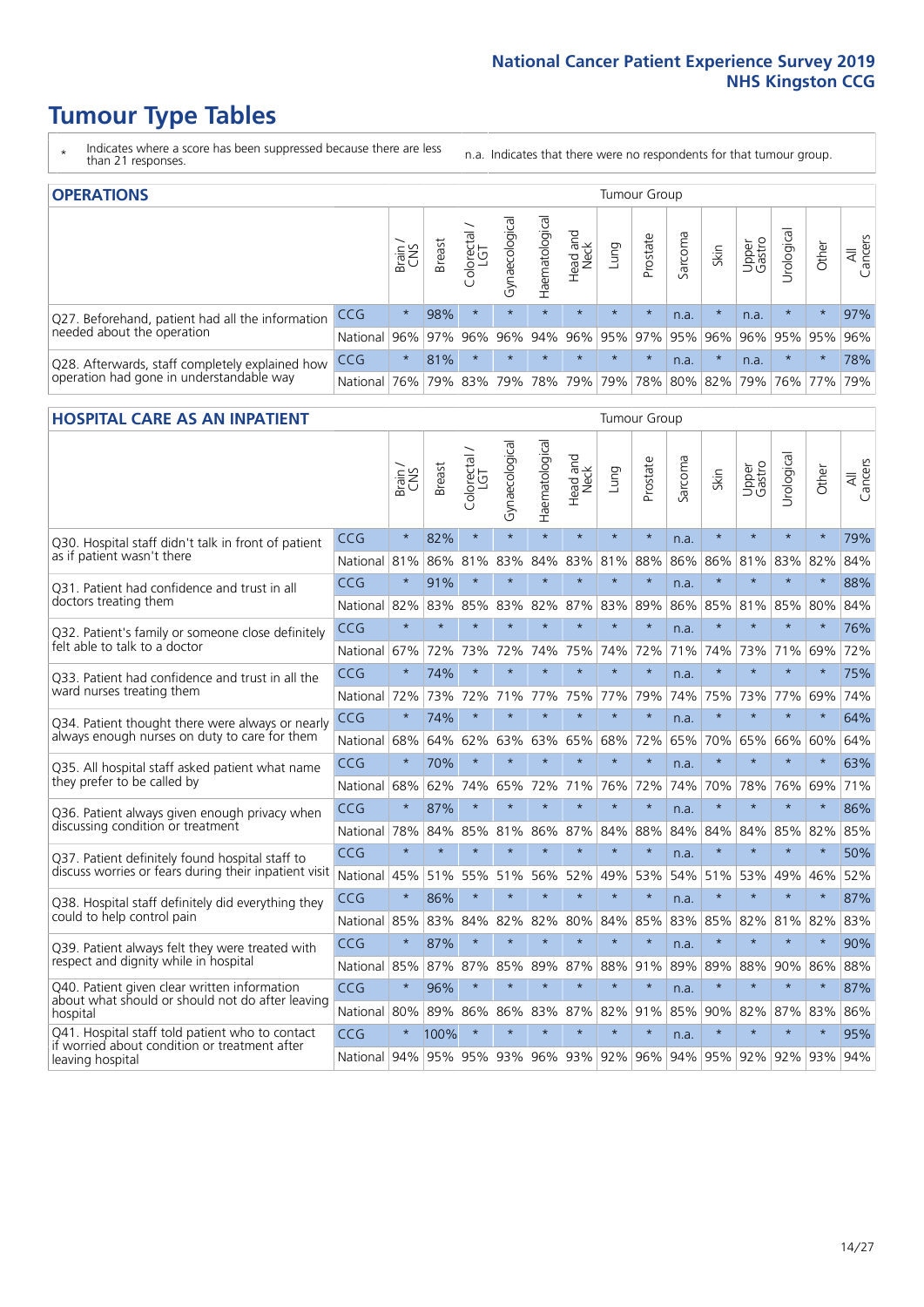# Tumour Type Tables

\* Indicates where a score has been suppressed because there are less than 21 responses.

n.a. Indicates that there were no respondents for that tumour group.

## OPERATIONS

| | | Brain / CNS | Breast | Colorectal / LGT | Gynaecological | Haematological | Head and Neck | Lung | Prostate | Sarcoma | Skin | Upper Gastro | Urological | Other | All Cancers |
|---|---|---|---|---|---|---|---|---|---|---|---|---|---|---|---|
| Q27. Beforehand, patient had all the information needed about the operation | CCG | * | 98% | * | * | * | * | * | * | n.a. | * | n.a. | * | * | 97% |
| | National | 96% | 97% | 96% | 96% | 94% | 96% | 95% | 97% | 95% | 96% | 96% | 95% | 95% | 96% |
| Q28. Afterwards, staff completely explained how operation had gone in understandable way | CCG | * | 81% | * | * | * | * | * | * | n.a. | * | n.a. | * | * | 78% |
| | National | 76% | 79% | 83% | 79% | 78% | 79% | 79% | 78% | 80% | 82% | 79% | 76% | 77% | 79% |

## HOSPITAL CARE AS AN INPATIENT

| | | Brain / CNS | Breast | Colorectal / LGT | Gynaecological | Haematological | Head and Neck | Lung | Prostate | Sarcoma | Skin | Upper Gastro | Urological | Other | All Cancers |
|---|---|---|---|---|---|---|---|---|---|---|---|---|---|---|---|
| Q30. Hospital staff didn't talk in front of patient as if patient wasn't there | CCG | * | 82% | * | * | * | * | * | * | n.a. | * | * | * | * | 79% |
| | National | 81% | 86% | 81% | 83% | 84% | 83% | 81% | 88% | 86% | 86% | 81% | 83% | 82% | 84% |
| Q31. Patient had confidence and trust in all doctors treating them | CCG | * | 91% | * | * | * | * | * | * | n.a. | * | * | * | * | 88% |
| | National | 82% | 83% | 85% | 83% | 82% | 87% | 83% | 89% | 86% | 85% | 81% | 85% | 80% | 84% |
| Q32. Patient's family or someone close definitely felt able to talk to a doctor | CCG | * | * | * | * | * | * | * | * | n.a. | * | * | * | * | 76% |
| | National | 67% | 72% | 73% | 72% | 74% | 75% | 74% | 72% | 71% | 74% | 73% | 71% | 69% | 72% |
| Q33. Patient had confidence and trust in all the ward nurses treating them | CCG | * | 74% | * | * | * | * | * | * | n.a. | * | * | * | * | 75% |
| | National | 72% | 73% | 72% | 71% | 77% | 75% | 77% | 79% | 74% | 75% | 73% | 77% | 69% | 74% |
| Q34. Patient thought there were always or nearly always enough nurses on duty to care for them | CCG | * | 74% | * | * | * | * | * | * | n.a. | * | * | * | * | 64% |
| | National | 68% | 64% | 62% | 63% | 63% | 65% | 68% | 72% | 65% | 70% | 65% | 66% | 60% | 64% |
| Q35. All hospital staff asked patient what name they prefer to be called by | CCG | * | 70% | * | * | * | * | * | * | n.a. | * | * | * | * | 63% |
| | National | 68% | 62% | 74% | 65% | 72% | 71% | 76% | 72% | 74% | 70% | 78% | 76% | 69% | 71% |
| Q36. Patient always given enough privacy when discussing condition or treatment | CCG | * | 87% | * | * | * | * | * | * | n.a. | * | * | * | * | 86% |
| | National | 78% | 84% | 85% | 81% | 86% | 87% | 84% | 88% | 84% | 84% | 84% | 85% | 82% | 85% |
| Q37. Patient definitely found hospital staff to discuss worries or fears during their inpatient visit | CCG | * | * | * | * | * | * | * | * | n.a. | * | * | * | * | 50% |
| | National | 45% | 51% | 55% | 51% | 56% | 52% | 49% | 53% | 54% | 51% | 53% | 49% | 46% | 52% |
| Q38. Hospital staff definitely did everything they could to help control pain | CCG | * | 86% | * | * | * | * | * | * | n.a. | * | * | * | * | 87% |
| | National | 85% | 83% | 84% | 82% | 82% | 80% | 84% | 85% | 83% | 85% | 82% | 81% | 82% | 83% |
| Q39. Patient always felt they were treated with respect and dignity while in hospital | CCG | * | 87% | * | * | * | * | * | * | n.a. | * | * | * | * | 90% |
| | National | 85% | 87% | 87% | 85% | 89% | 87% | 88% | 91% | 89% | 89% | 88% | 90% | 86% | 88% |
| Q40. Patient given clear written information about what should or should not do after leaving hospital | CCG | * | 96% | * | * | * | * | * | * | n.a. | * | * | * | * | 87% |
| | National | 80% | 89% | 86% | 86% | 83% | 87% | 82% | 91% | 85% | 90% | 82% | 87% | 83% | 86% |
| Q41. Hospital staff told patient who to contact if worried about condition or treatment after leaving hospital | CCG | * | 100% | * | * | * | * | * | * | n.a. | * | * | * | * | 95% |
| | National | 94% | 95% | 95% | 93% | 96% | 93% | 92% | 96% | 94% | 95% | 92% | 92% | 93% | 94% |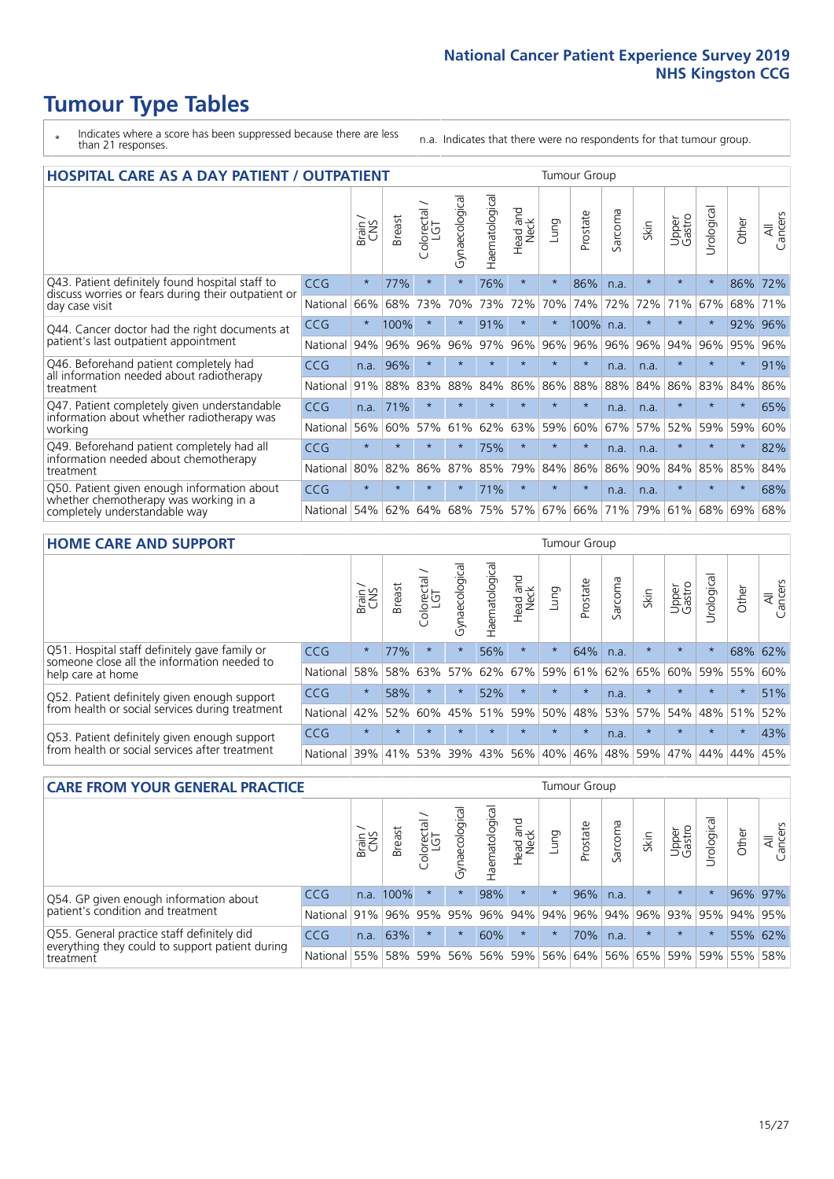# Tumour Type Tables

\* Indicates where a score has been suppressed because there are less than 21 responses.

n.a. Indicates that there were no respondents for that tumour group.

## HOSPITAL CARE AS A DAY PATIENT / OUTPATIENT

| | | Brain / CNS | Breast | Colorectal / LGT | Gynaecological | Haematological | Head and Neck | Lung | Prostate | Sarcoma | Skin | Upper Gastro | Urological | Other | All Cancers |
|---|---|---|---|---|---|---|---|---|---|---|---|---|---|---|---|
| Q43. Patient definitely found hospital staff to discuss worries or fears during their outpatient or day case visit | CCG | * | 77% | * | * | 76% | * | * | 86% | n.a. | * | * | * | 86% | 72% |
| | National | 66% | 68% | 73% | 70% | 73% | 72% | 70% | 74% | 72% | 72% | 71% | 67% | 68% | 71% |
| Q44. Cancer doctor had the right documents at patient's last outpatient appointment | CCG | * | 100% | * | * | 91% | * | * | 100% | n.a. | * | * | * | 92% | 96% |
| | National | 94% | 96% | 96% | 96% | 97% | 96% | 96% | 96% | 96% | 96% | 94% | 96% | 95% | 96% |
| Q46. Beforehand patient completely had all information needed about radiotherapy treatment | CCG | n.a. | 96% | * | * | * | * | * | * | n.a. | n.a. | * | * | * | 91% |
| | National | 91% | 88% | 83% | 88% | 84% | 86% | 86% | 88% | 88% | 84% | 86% | 83% | 84% | 86% |
| Q47. Patient completely given understandable information about whether radiotherapy was working | CCG | n.a. | 71% | * | * | * | * | * | * | n.a. | n.a. | * | * | * | 65% |
| | National | 56% | 60% | 57% | 61% | 62% | 63% | 59% | 60% | 67% | 57% | 52% | 59% | 59% | 60% |
| Q49. Beforehand patient completely had all information needed about chemotherapy treatment | CCG | * | * | * | * | 75% | * | * | * | n.a. | n.a. | * | * | * | 82% |
| | National | 80% | 82% | 86% | 87% | 85% | 79% | 84% | 86% | 86% | 90% | 84% | 85% | 85% | 84% |
| Q50. Patient given enough information about whether chemotherapy was working in a completely understandable way | CCG | * | * | * | * | 71% | * | * | * | n.a. | n.a. | * | * | * | 68% |
| | National | 54% | 62% | 64% | 68% | 75% | 57% | 67% | 66% | 71% | 79% | 61% | 68% | 69% | 68% |

## HOME CARE AND SUPPORT

| | | Brain / CNS | Breast | Colorectal / LGT | Gynaecological | Haematological | Head and Neck | Lung | Prostate | Sarcoma | Skin | Upper Gastro | Urological | Other | All Cancers |
|---|---|---|---|---|---|---|---|---|---|---|---|---|---|---|---|
| Q51. Hospital staff definitely gave family or someone close all the information needed to help care at home | CCG | * | 77% | * | * | 56% | * | * | 64% | n.a. | * | * | * | 68% | 62% |
| | National | 58% | 58% | 63% | 57% | 62% | 67% | 59% | 61% | 62% | 65% | 60% | 59% | 55% | 60% |
| Q52. Patient definitely given enough support from health or social services during treatment | CCG | * | 58% | * | * | 52% | * | * | * | n.a. | * | * | * | * | 51% |
| | National | 42% | 52% | 60% | 45% | 51% | 59% | 50% | 48% | 53% | 57% | 54% | 48% | 51% | 52% |
| Q53. Patient definitely given enough support from health or social services after treatment | CCG | * | * | * | * | * | * | * | * | n.a. | * | * | * | * | 43% |
| | National | 39% | 41% | 53% | 39% | 43% | 56% | 40% | 46% | 48% | 59% | 47% | 44% | 44% | 45% |

## CARE FROM YOUR GENERAL PRACTICE

| | | Brain / CNS | Breast | Colorectal / LGT | Gynaecological | Haematological | Head and Neck | Lung | Prostate | Sarcoma | Skin | Upper Gastro | Urological | Other | All Cancers |
|---|---|---|---|---|---|---|---|---|---|---|---|---|---|---|---|
| Q54. GP given enough information about patient's condition and treatment | CCG | n.a. | 100% | * | * | 98% | * | * | 96% | n.a. | * | * | * | 96% | 97% |
| | National | 91% | 96% | 95% | 95% | 96% | 94% | 94% | 96% | 94% | 96% | 93% | 95% | 94% | 95% |
| Q55. General practice staff definitely did everything they could to support patient during treatment | CCG | n.a. | 63% | * | * | 60% | * | * | 70% | n.a. | * | * | * | 55% | 62% |
| | National | 55% | 58% | 59% | 56% | 56% | 59% | 56% | 64% | 56% | 65% | 59% | 59% | 55% | 58% |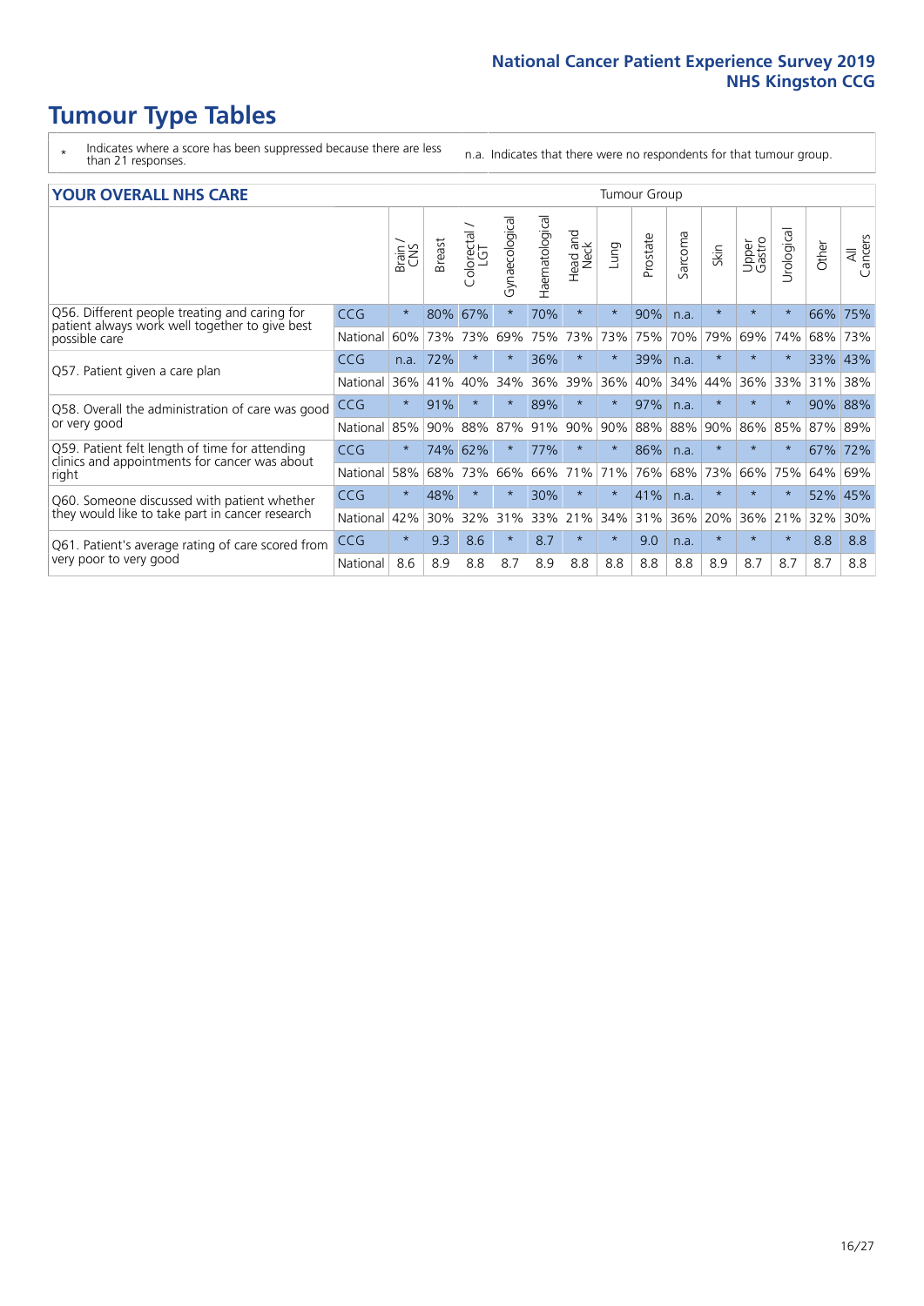# Tumour Type Tables

\* Indicates where a score has been suppressed because there are less than 21 responses.

n.a. Indicates that there were no respondents for that tumour group.

## YOUR OVERALL NHS CARE

| | | Brain / CNS | Breast | Colorectal / LGT | Gynaecological | Haematological | Head and Neck | Lung | Prostate | Sarcoma | Skin | Upper Gastro | Urological | Other | All Cancers |
|---|---|---|---|---|---|---|---|---|---|---|---|---|---|---|---|
| Q56. Different people treating and caring for patient always work well together to give best possible care | CCG | * | 80% | 67% | * | 70% | * | * | 90% | n.a. | * | * | * | 66% | 75% |
| | National | 60% | 73% | 73% | 69% | 75% | 73% | 73% | 75% | 70% | 79% | 69% | 74% | 68% | 73% |
| Q57. Patient given a care plan | CCG | n.a. | 72% | * | * | 36% | * | * | 39% | n.a. | * | * | * | 33% | 43% |
| | National | 36% | 41% | 40% | 34% | 36% | 39% | 36% | 40% | 34% | 44% | 36% | 33% | 31% | 38% |
| Q58. Overall the administration of care was good or very good | CCG | * | 91% | * | * | 89% | * | * | 97% | n.a. | * | * | * | 90% | 88% |
| | National | 85% | 90% | 88% | 87% | 91% | 90% | 90% | 88% | 88% | 90% | 86% | 85% | 87% | 89% |
| Q59. Patient felt length of time for attending clinics and appointments for cancer was about right | CCG | * | 74% | 62% | * | 77% | * | * | 86% | n.a. | * | * | * | 67% | 72% |
| | National | 58% | 68% | 73% | 66% | 66% | 71% | 71% | 76% | 68% | 73% | 66% | 75% | 64% | 69% |
| Q60. Someone discussed with patient whether they would like to take part in cancer research | CCG | * | 48% | * | * | 30% | * | * | 41% | n.a. | * | * | * | 52% | 45% |
| | National | 42% | 30% | 32% | 31% | 33% | 21% | 34% | 31% | 36% | 20% | 36% | 21% | 32% | 30% |
| Q61. Patient's average rating of care scored from very poor to very good | CCG | * | 9.3 | 8.6 | * | 8.7 | * | * | 9.0 | n.a. | * | * | * | 8.8 | 8.8 |
| | National | 8.6 | 8.9 | 8.8 | 8.7 | 8.9 | 8.8 | 8.8 | 8.8 | 8.8 | 8.9 | 8.7 | 8.7 | 8.7 | 8.8 |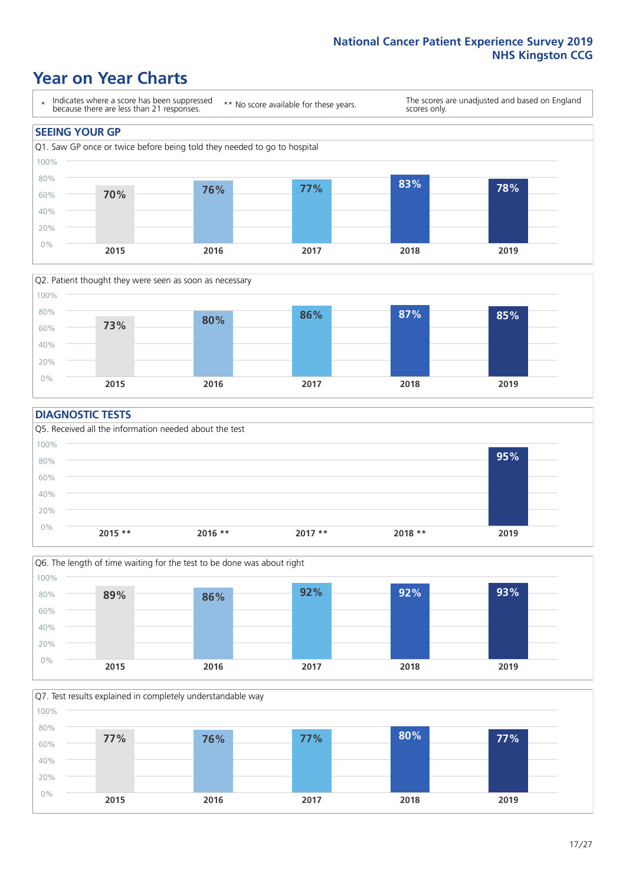# Year on Year Charts

\* Indicates where a score has been suppressed because there are less than 21 responses.

\*\* No score available for these years.

The scores are unadjusted and based on England scores only.

## SEEING YOUR GP

Q1. Saw GP once or twice before being told they needed to go to hospital

| 2015 | 2016 | 2017 | 2018 | 2019 |
|---|---|---|---|---|
| 70% | 76% | 77% | 83% | 78% |

Q2. Patient thought they were seen as soon as necessary

| 2015 | 2016 | 2017 | 2018 | 2019 |
|---|---|---|---|---|
| 73% | 80% | 86% | 87% | 85% |

## DIAGNOSTIC TESTS

Q5. Received all the information needed about the test

| 2015 ** | 2016 ** | 2017 ** | 2018 ** | 2019 |
|---|---|---|---|---|
| | | | | 95% |

Q6. The length of time waiting for the test to be done was about right

| 2015 | 2016 | 2017 | 2018 | 2019 |
|---|---|---|---|---|
| 89% | 86% | 92% | 92% | 93% |

Q7. Test results explained in completely understandable way

| 2015 | 2016 | 2017 | 2018 | 2019 |
|---|---|---|---|---|
| 77% | 76% | 77% | 80% | 77% |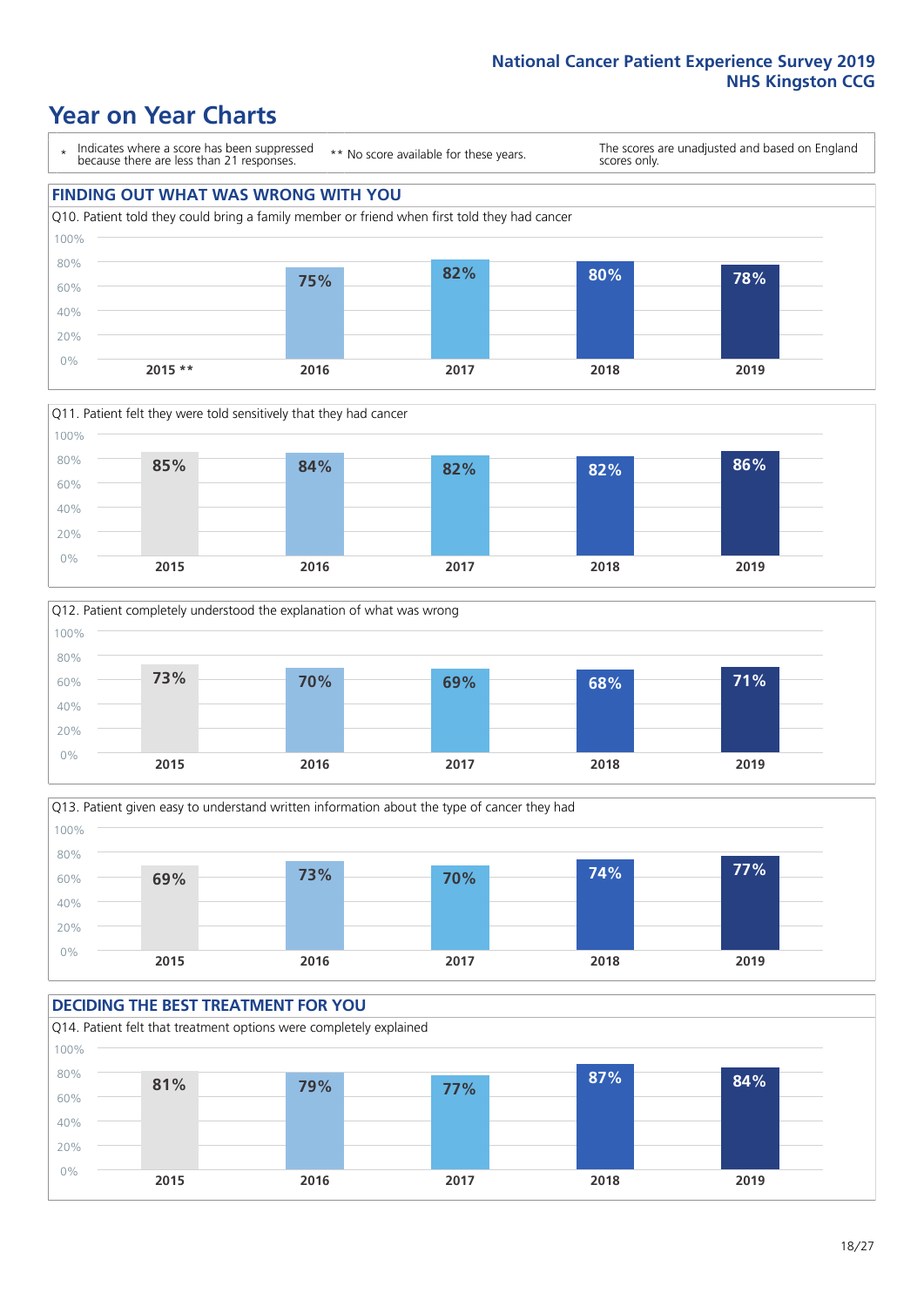# Year on Year Charts

\* Indicates where a score has been suppressed because there are less than 21 responses.

** No score available for these years.

The scores are unadjusted and based on England scores only.

## FINDING OUT WHAT WAS WRONG WITH YOU

Q10. Patient told they could bring a family member or friend when first told they had cancer

| 2015 ** | 2016 | 2017 | 2018 | 2019 |
|---|---|---|---|---|
| | 75% | 82% | 80% | 78% |

Q11. Patient felt they were told sensitively that they had cancer

| 2015 | 2016 | 2017 | 2018 | 2019 |
|---|---|---|---|---|
| 85% | 84% | 82% | 82% | 86% |

Q12. Patient completely understood the explanation of what was wrong

| 2015 | 2016 | 2017 | 2018 | 2019 |
|---|---|---|---|---|
| 73% | 70% | 69% | 68% | 71% |

Q13. Patient given easy to understand written information about the type of cancer they had

| 2015 | 2016 | 2017 | 2018 | 2019 |
|---|---|---|---|---|
| 69% | 73% | 70% | 74% | 77% |

## DECIDING THE BEST TREATMENT FOR YOU

Q14. Patient felt that treatment options were completely explained

| 2015 | 2016 | 2017 | 2018 | 2019 |
|---|---|---|---|---|
| 81% | 79% | 77% | 87% | 84% |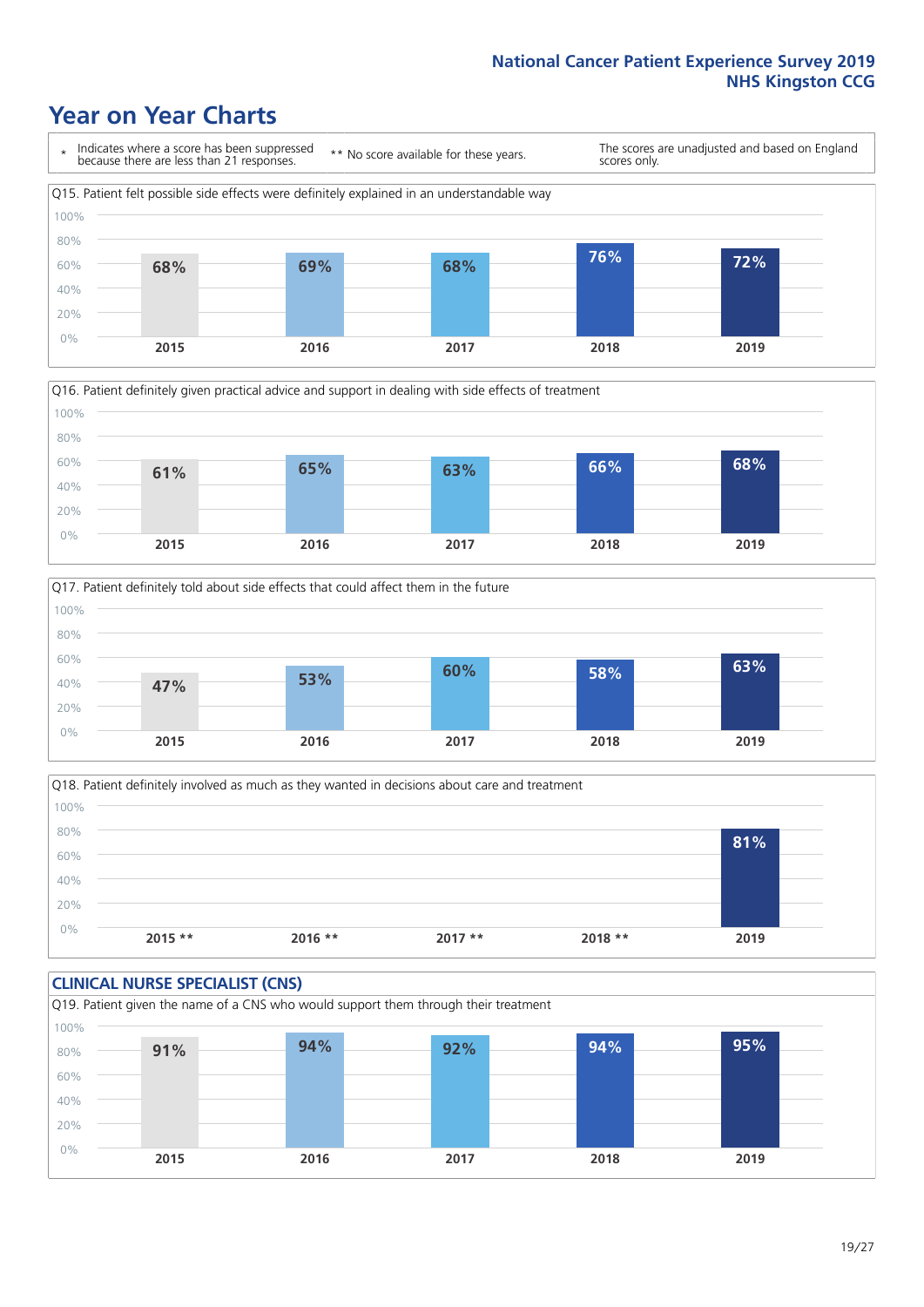# Year on Year Charts

\* Indicates where a score has been suppressed because there are less than 21 responses.

** No score available for these years.

The scores are unadjusted and based on England scores only.

Q15. Patient felt possible side effects were definitely explained in an understandable way

| 2015 | 2016 | 2017 | 2018 | 2019 |
|---|---|---|---|---|
| 68% | 69% | 68% | 76% | 72% |

Q16. Patient definitely given practical advice and support in dealing with side effects of treatment

| 2015 | 2016 | 2017 | 2018 | 2019 |
|---|---|---|---|---|
| 61% | 65% | 63% | 66% | 68% |

Q17. Patient definitely told about side effects that could affect them in the future

| 2015 | 2016 | 2017 | 2018 | 2019 |
|---|---|---|---|---|
| 47% | 53% | 60% | 58% | 63% |

Q18. Patient definitely involved as much as they wanted in decisions about care and treatment

| 2015 ** | 2016 ** | 2017 ** | 2018 ** | 2019 |
|---|---|---|---|---|
| | | | | 81% |

## CLINICAL NURSE SPECIALIST (CNS)

Q19. Patient given the name of a CNS who would support them through their treatment

| 2015 | 2016 | 2017 | 2018 | 2019 |
|---|---|---|---|---|
| 91% | 94% | 92% | 94% | 95% |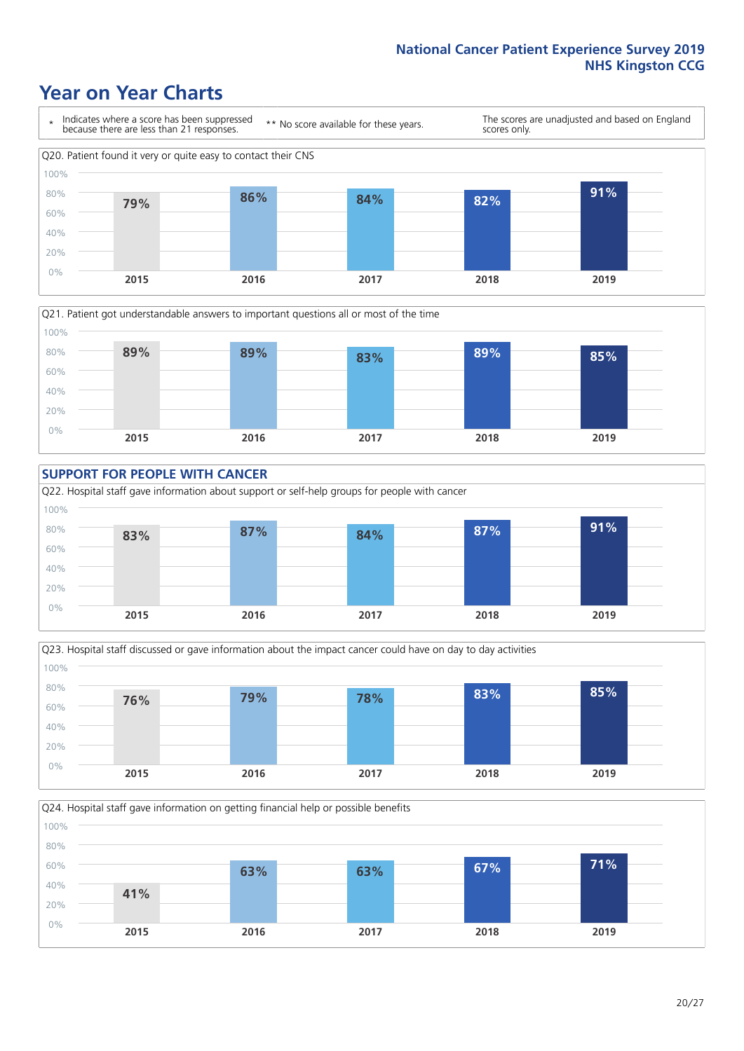# Year on Year Charts

\* Indicates where a score has been suppressed because there are less than 21 responses.

** No score available for these years.

The scores are unadjusted and based on England scores only.

Q20. Patient found it very or quite easy to contact their CNS

| 2015 | 2016 | 2017 | 2018 | 2019 |
|---|---|---|---|---|
| 79% | 86% | 84% | 82% | 91% |

Q21. Patient got understandable answers to important questions all or most of the time

| 2015 | 2016 | 2017 | 2018 | 2019 |
|---|---|---|---|---|
| 89% | 89% | 83% | 89% | 85% |

## SUPPORT FOR PEOPLE WITH CANCER

Q22. Hospital staff gave information about support or self-help groups for people with cancer

| 2015 | 2016 | 2017 | 2018 | 2019 |
|---|---|---|---|---|
| 83% | 87% | 84% | 87% | 91% |

Q23. Hospital staff discussed or gave information about the impact cancer could have on day to day activities

| 2015 | 2016 | 2017 | 2018 | 2019 |
|---|---|---|---|---|
| 76% | 79% | 78% | 83% | 85% |

Q24. Hospital staff gave information on getting financial help or possible benefits

| 2015 | 2016 | 2017 | 2018 | 2019 |
|---|---|---|---|---|
| 41% | 63% | 63% | 67% | 71% |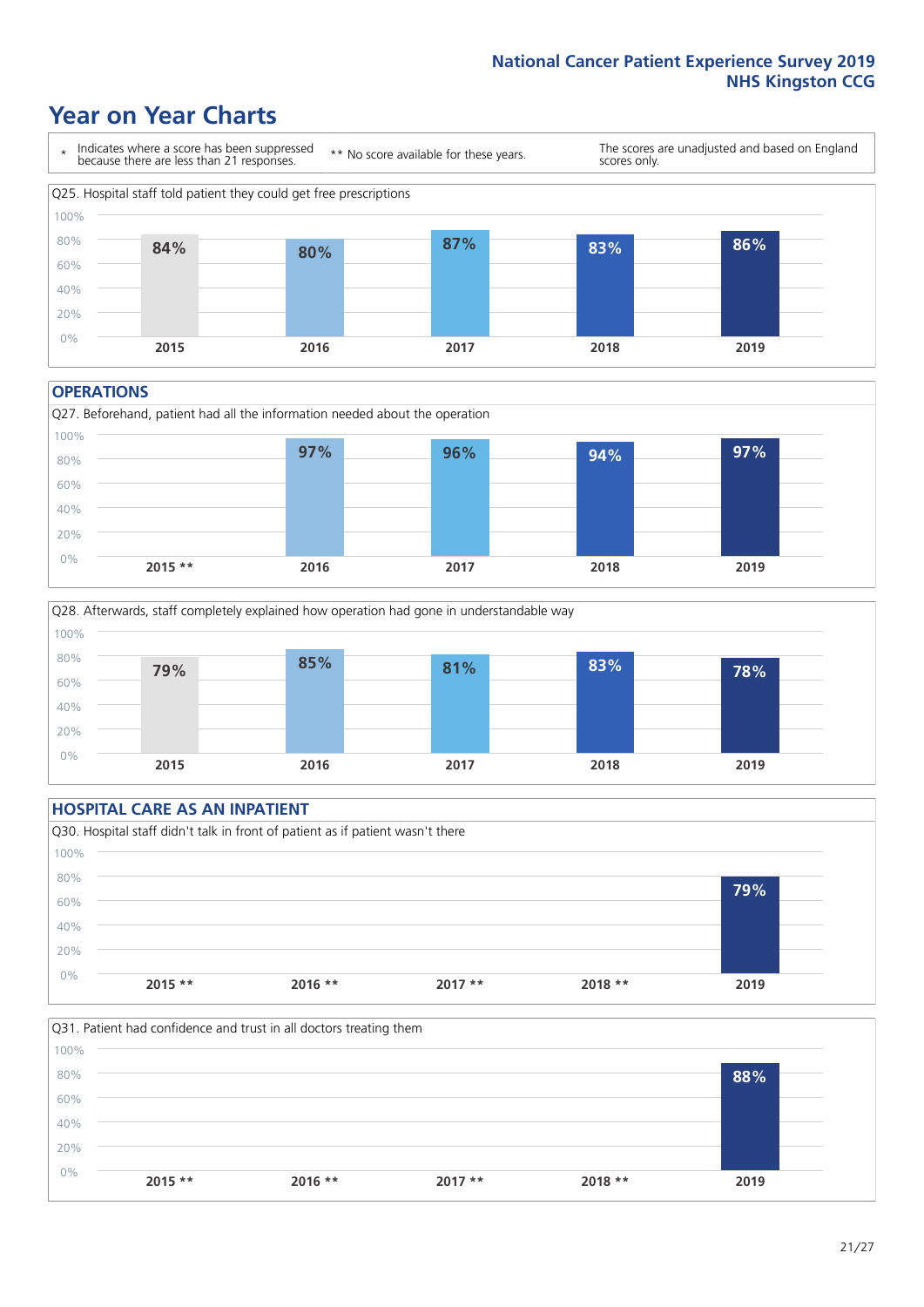# Year on Year Charts

\* Indicates where a score has been suppressed because there are less than 21 responses.

\*\* No score available for these years.

The scores are unadjusted and based on England scores only.

Q25. Hospital staff told patient they could get free prescriptions

| 2015 | 2016 | 2017 | 2018 | 2019 |
|---|---|---|---|---|
| 84% | 80% | 87% | 83% | 86% |

## OPERATIONS

Q27. Beforehand, patient had all the information needed about the operation

| 2015 ** | 2016 | 2017 | 2018 | 2019 |
|---|---|---|---|---|
| | 97% | 96% | 94% | 97% |

Q28. Afterwards, staff completely explained how operation had gone in understandable way

| 2015 | 2016 | 2017 | 2018 | 2019 |
|---|---|---|---|---|
| 79% | 85% | 81% | 83% | 78% |

## HOSPITAL CARE AS AN INPATIENT

Q30. Hospital staff didn't talk in front of patient as if patient wasn't there

| 2015 ** | 2016 ** | 2017 ** | 2018 ** | 2019 |
|---|---|---|---|---|
| | | | | 79% |

Q31. Patient had confidence and trust in all doctors treating them

| 2015 ** | 2016 ** | 2017 ** | 2018 ** | 2019 |
|---|---|---|---|---|
| | | | | 88% |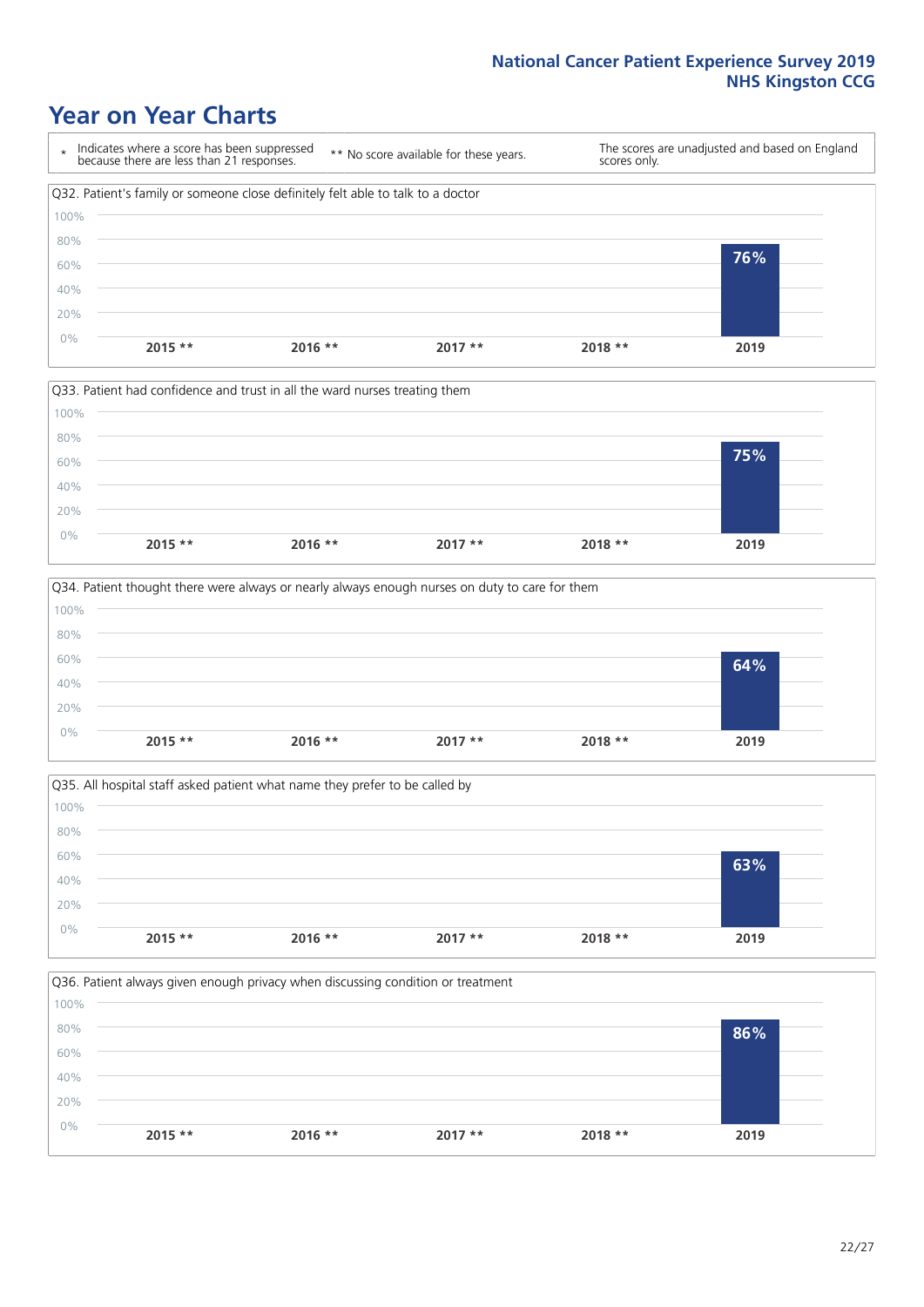# Year on Year Charts

\* Indicates where a score has been suppressed because there are less than 21 responses.

** No score available for these years.

The scores are unadjusted and based on England scores only.

Q32. Patient's family or someone close definitely felt able to talk to a doctor

| 2015 ** | 2016 ** | 2017 ** | 2018 ** | 2019 |
|---|---|---|---|---|
| | | | | 76% |

Q33. Patient had confidence and trust in all the ward nurses treating them

| 2015 ** | 2016 ** | 2017 ** | 2018 ** | 2019 |
|---|---|---|---|---|
| | | | | 75% |

Q34. Patient thought there were always or nearly always enough nurses on duty to care for them

| 2015 ** | 2016 ** | 2017 ** | 2018 ** | 2019 |
|---|---|---|---|---|
| | | | | 64% |

Q35. All hospital staff asked patient what name they prefer to be called by

| 2015 ** | 2016 ** | 2017 ** | 2018 ** | 2019 |
|---|---|---|---|---|
| | | | | 63% |

Q36. Patient always given enough privacy when discussing condition or treatment

| 2015 ** | 2016 ** | 2017 ** | 2018 ** | 2019 |
|---|---|---|---|---|
| | | | | 86% |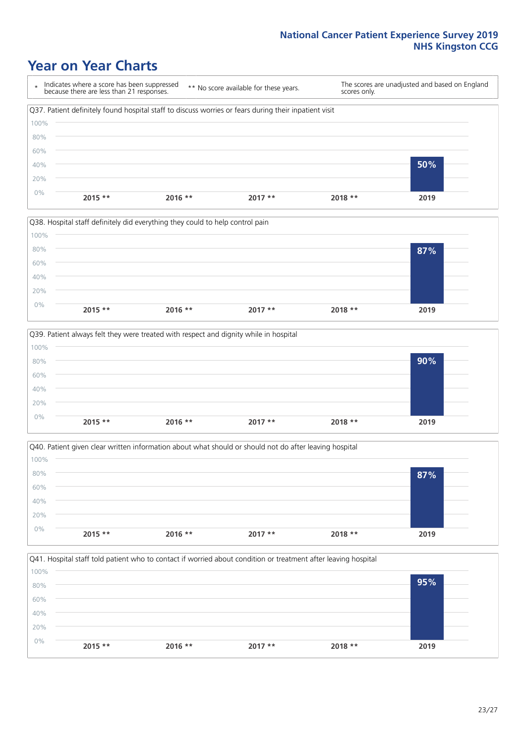# Year on Year Charts

\* Indicates where a score has been suppressed because there are less than 21 responses.

** No score available for these years.

The scores are unadjusted and based on England scores only.

Q37. Patient definitely found hospital staff to discuss worries or fears during their inpatient visit

| 2015 ** | 2016 ** | 2017 ** | 2018 ** | 2019 |
|---|---|---|---|---|
| | | | | 50% |

Q38. Hospital staff definitely did everything they could to help control pain

| 2015 ** | 2016 ** | 2017 ** | 2018 ** | 2019 |
|---|---|---|---|---|
| | | | | 87% |

Q39. Patient always felt they were treated with respect and dignity while in hospital

| 2015 ** | 2016 ** | 2017 ** | 2018 ** | 2019 |
|---|---|---|---|---|
| | | | | 90% |

Q40. Patient given clear written information about what should or should not do after leaving hospital

| 2015 ** | 2016 ** | 2017 ** | 2018 ** | 2019 |
|---|---|---|---|---|
| | | | | 87% |

Q41. Hospital staff told patient who to contact if worried about condition or treatment after leaving hospital

| 2015 ** | 2016 ** | 2017 ** | 2018 ** | 2019 |
|---|---|---|---|---|
| | | | | 95% |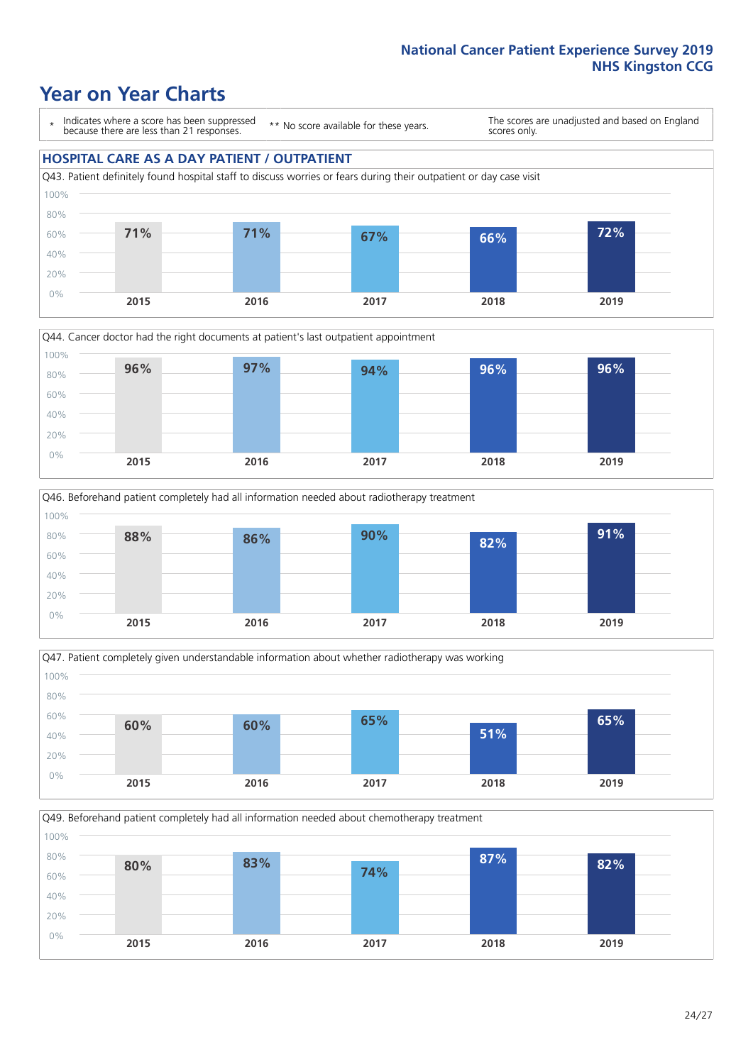# Year on Year Charts

\* Indicates where a score has been suppressed because there are less than 21 responses.

\*\* No score available for these years.

The scores are unadjusted and based on England scores only.

## HOSPITAL CARE AS A DAY PATIENT / OUTPATIENT

Q43. Patient definitely found hospital staff to discuss worries or fears during their outpatient or day case visit

| 2015 | 2016 | 2017 | 2018 | 2019 |
|---|---|---|---|---|
| 71% | 71% | 67% | 66% | 72% |

Q44. Cancer doctor had the right documents at patient's last outpatient appointment

| 2015 | 2016 | 2017 | 2018 | 2019 |
|---|---|---|---|---|
| 96% | 97% | 94% | 96% | 96% |

Q46. Beforehand patient completely had all information needed about radiotherapy treatment

| 2015 | 2016 | 2017 | 2018 | 2019 |
|---|---|---|---|---|
| 88% | 86% | 90% | 82% | 91% |

Q47. Patient completely given understandable information about whether radiotherapy was working

| 2015 | 2016 | 2017 | 2018 | 2019 |
|---|---|---|---|---|
| 60% | 60% | 65% | 51% | 65% |

Q49. Beforehand patient completely had all information needed about chemotherapy treatment

| 2015 | 2016 | 2017 | 2018 | 2019 |
|---|---|---|---|---|
| 80% | 83% | 74% | 87% | 82% |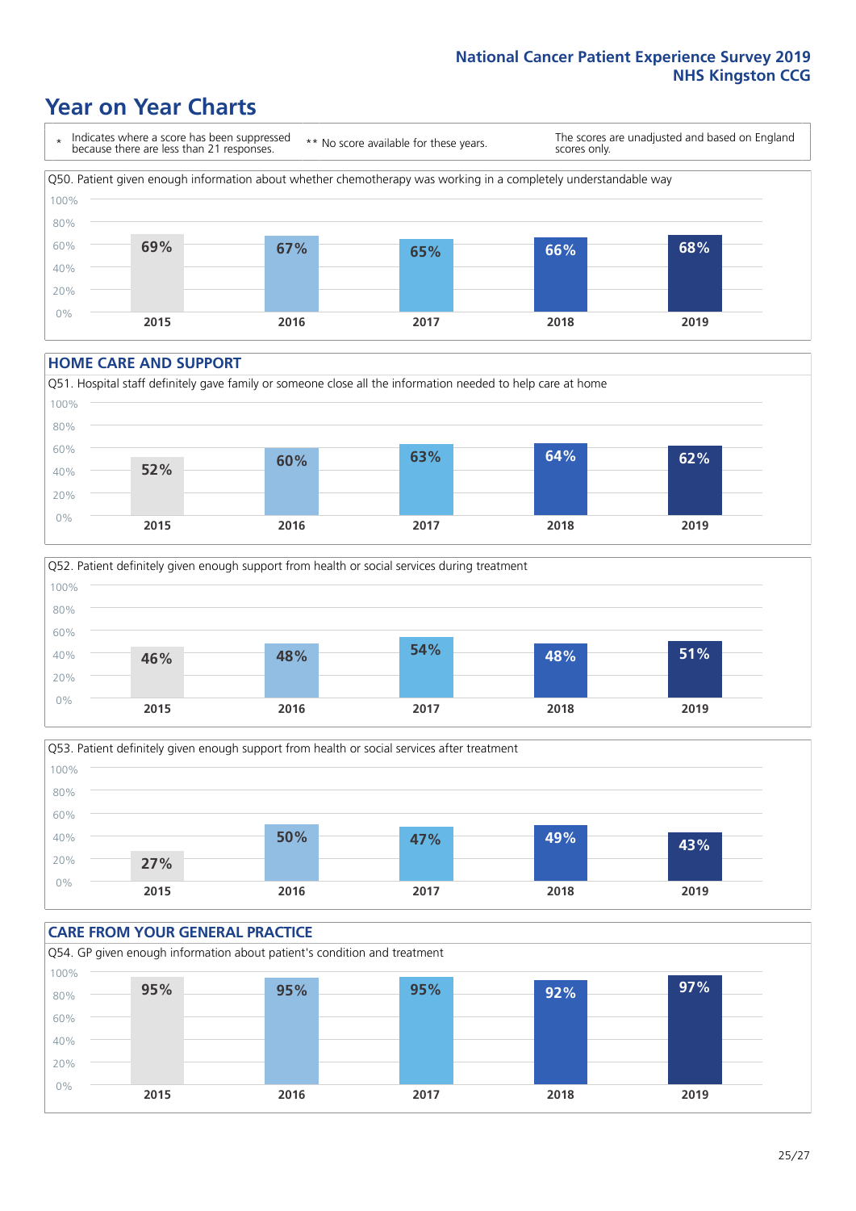# Year on Year Charts

\* Indicates where a score has been suppressed because there are less than 21 responses.

\*\* No score available for these years.

The scores are unadjusted and based on England scores only.

Q50. Patient given enough information about whether chemotherapy was working in a completely understandable way

| 2015 | 2016 | 2017 | 2018 | 2019 |
| --- | --- | --- | --- | --- |
| 69% | 67% | 65% | 66% | 68% |

## HOME CARE AND SUPPORT

Q51. Hospital staff definitely gave family or someone close all the information needed to help care at home

| 2015 | 2016 | 2017 | 2018 | 2019 |
| --- | --- | --- | --- | --- |
| 52% | 60% | 63% | 64% | 62% |

Q52. Patient definitely given enough support from health or social services during treatment

| 2015 | 2016 | 2017 | 2018 | 2019 |
| --- | --- | --- | --- | --- |
| 46% | 48% | 54% | 48% | 51% |

Q53. Patient definitely given enough support from health or social services after treatment

| 2015 | 2016 | 2017 | 2018 | 2019 |
| --- | --- | --- | --- | --- |
| 27% | 50% | 47% | 49% | 43% |

## CARE FROM YOUR GENERAL PRACTICE

Q54. GP given enough information about patient's condition and treatment

| 2015 | 2016 | 2017 | 2018 | 2019 |
| --- | --- | --- | --- | --- |
| 95% | 95% | 95% | 92% | 97% |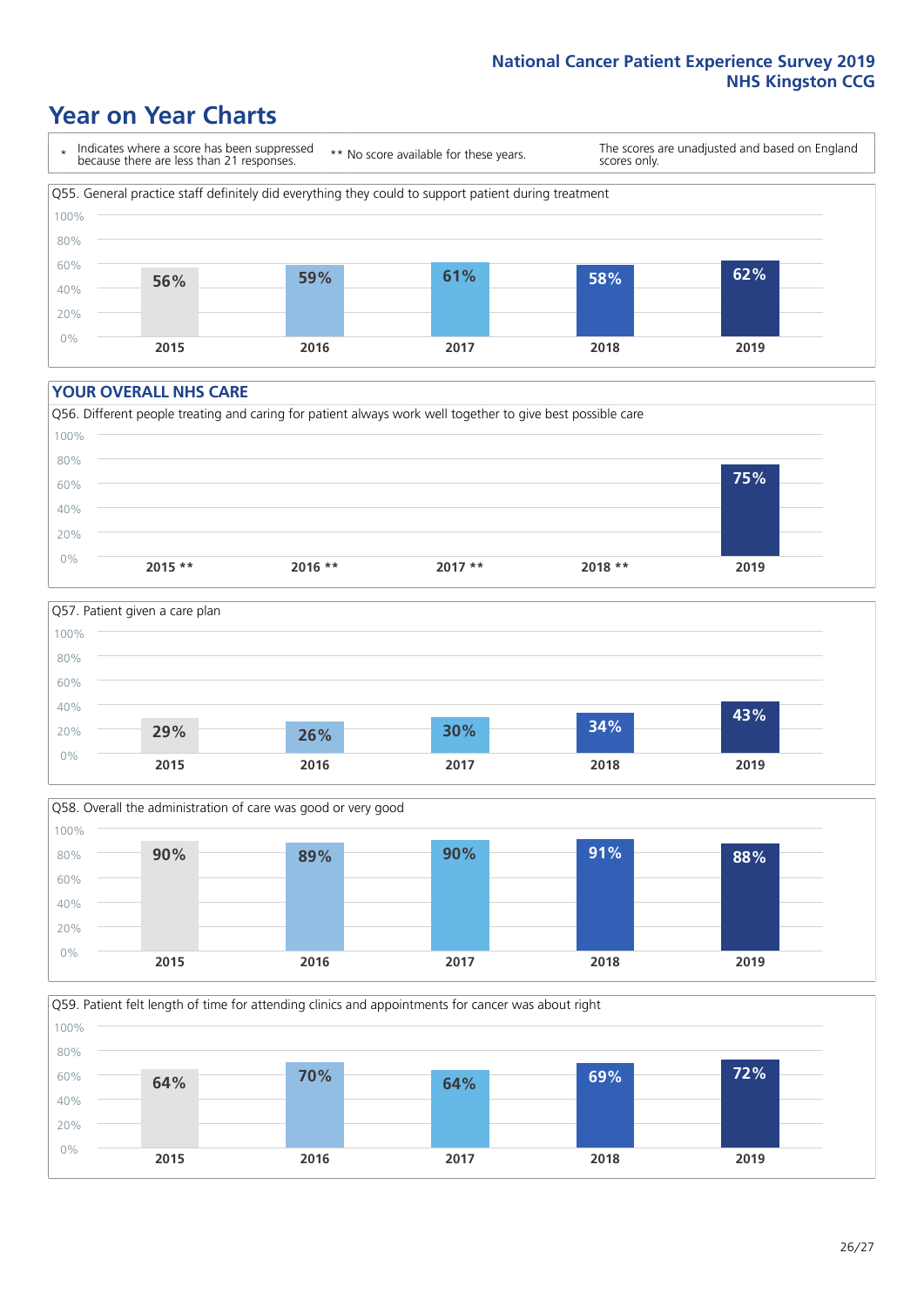# Year on Year Charts

\* Indicates where a score has been suppressed because there are less than 21 responses.

\*\* No score available for these years.

The scores are unadjusted and based on England scores only.

Q55. General practice staff definitely did everything they could to support patient during treatment

| 2015 | 2016 | 2017 | 2018 | 2019 |
|---|---|---|---|---|
| 56% | 59% | 61% | 58% | 62% |

## YOUR OVERALL NHS CARE

Q56. Different people treating and caring for patient always work well together to give best possible care

| 2015 ** | 2016 ** | 2017 ** | 2018 ** | 2019 |
|---|---|---|---|---|
| | | | | 75% |

Q57. Patient given a care plan

| 2015 | 2016 | 2017 | 2018 | 2019 |
|---|---|---|---|---|
| 29% | 26% | 30% | 34% | 43% |

Q58. Overall the administration of care was good or very good

| 2015 | 2016 | 2017 | 2018 | 2019 |
|---|---|---|---|---|
| 90% | 89% | 90% | 91% | 88% |

Q59. Patient felt length of time for attending clinics and appointments for cancer was about right

| 2015 | 2016 | 2017 | 2018 | 2019 |
|---|---|---|---|---|
| 64% | 70% | 64% | 69% | 72% |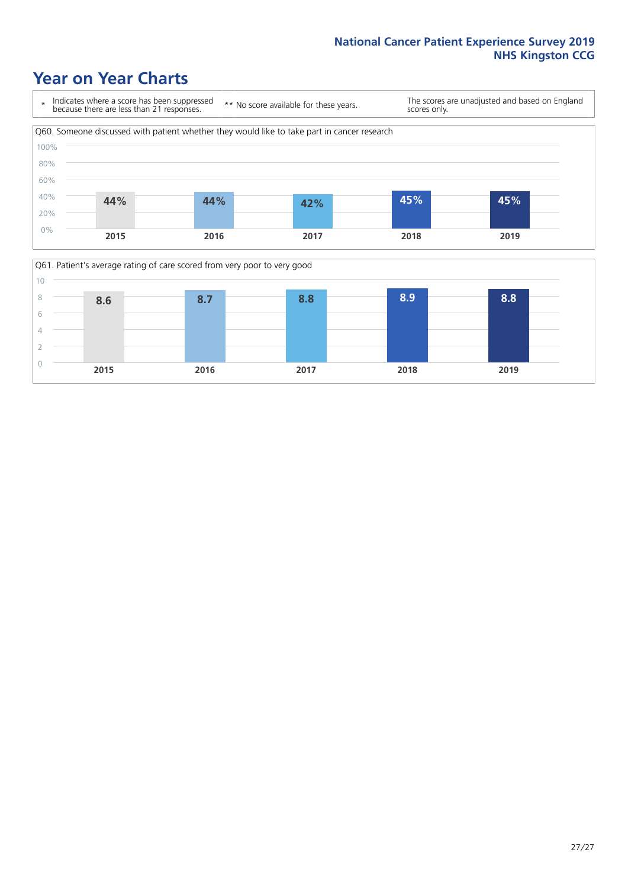# Year on Year Charts

\* Indicates where a score has been suppressed because there are less than 21 responses.

** No score available for these years.

The scores are unadjusted and based on England scores only.

Q60. Someone discussed with patient whether they would like to take part in cancer research

100%
80%
60%
40%
20%
0%

44% 2015
44% 2016
42% 2017
45% 2018
45% 2019

Q61. Patient's average rating of care scored from very poor to very good

10
8
6
4
2
0

8.6 2015
8.7 2016
8.8 2017
8.9 2018
8.8 2019